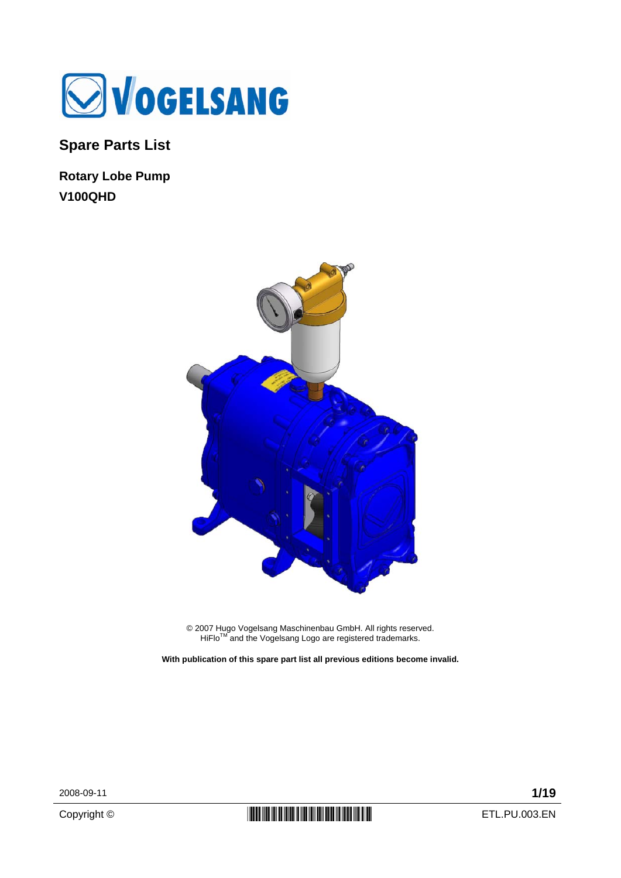# Spare Parts List

## Rotary Lobe Pump
## V100QHD

© 2007 Hugo Vogelsang Maschinenbau GmbH. All rights reserved.
HiFlo™ and the Vogelsang Logo are registered trademarks.

**With publication of this spare part list all previous editions become invalid.**

2008-09-11

Copyright ©

ETL.PU.003.EN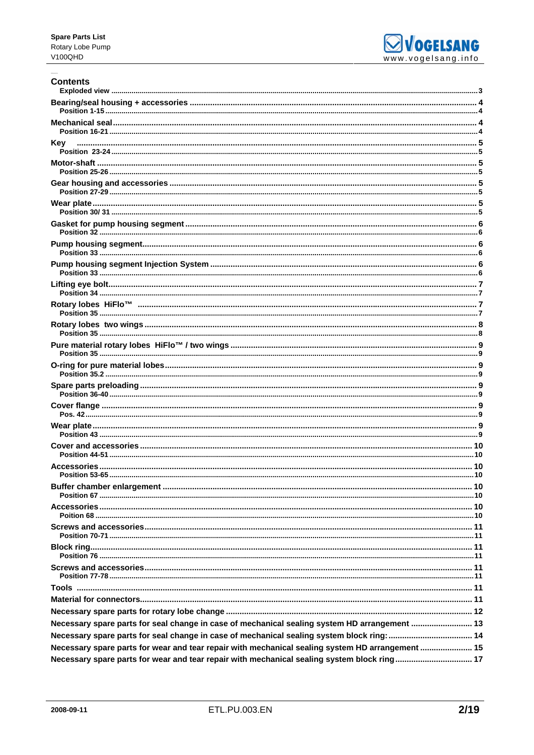## Contents

| | |
|---|---|
| **Exploded view** | 3 |
| **Bearing/seal housing + accessories** | 4 |
| Position 1-15 | 4 |
| **Mechanical seal** | 4 |
| Position 16-21 | 4 |
| **Key** | 5 |
| Position 23-24 | 5 |
| **Motor-shaft** | 5 |
| Position 25-26 | 5 |
| **Gear housing and accessories** | 5 |
| Position 27-29 | 5 |
| **Wear plate** | 5 |
| Position 30/ 31 | 5 |
| **Gasket for pump housing segment** | 6 |
| Position 32 | 6 |
| **Pump housing segment** | 6 |
| Position 33 | 6 |
| **Pump housing segment Injection System** | 6 |
| Position 33 | 6 |
| **Lifting eye bolt** | 7 |
| Position 34 | 7 |
| **Rotary lobes HiFlo™** | 7 |
| Position 35 | 7 |
| **Rotary lobes two wings** | 8 |
| Position 35 | 8 |
| **Pure material rotary lobes HiFlo™ / two wings** | 9 |
| Position 35 | 9 |
| **O-ring for pure material lobes** | 9 |
| Position 35.2 | 9 |
| **Spare parts preloading** | 9 |
| Position 36-40 | 9 |
| **Cover flange** | 9 |
| Pos. 42 | 9 |
| **Wear plate** | 9 |
| Position 43 | 9 |
| **Cover and accessories** | 10 |
| Position 44-51 | 10 |
| **Accessories** | 10 |
| Position 53-65 | 10 |
| **Buffer chamber enlargement** | 10 |
| Position 67 | 10 |
| **Accessories** | 10 |
| Poition 68 | 10 |
| **Screws and accessories** | 11 |
| Position 70-71 | 11 |
| **Block ring** | 11 |
| Position 76 | 11 |
| **Screws and accessories** | 11 |
| Position 77-78 | 11 |
| **Tools** | 11 |
| **Material for connectors** | 11 |
| **Necessary spare parts for rotary lobe change** | 12 |
| **Necessary spare parts for seal change in case of mechanical sealing system HD arrangement** | 13 |
| **Necessary spare parts for seal change in case of mechanical sealing system block ring:** | 14 |
| **Necessary spare parts for wear and tear repair with mechanical sealing system HD arrangement** | 15 |
| **Necessary spare parts for wear and tear repair with mechanical sealing system block ring** | 17 |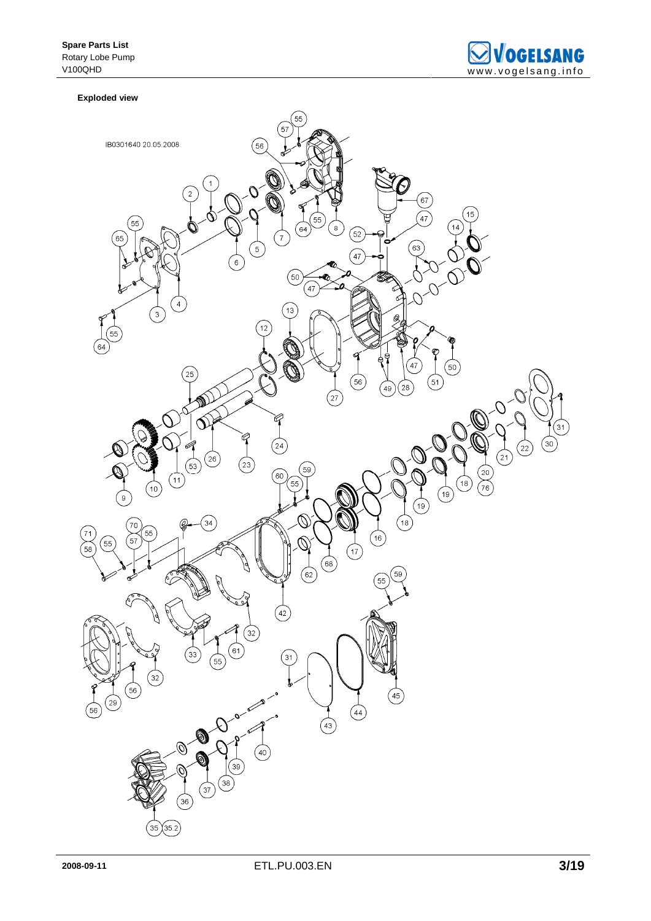**Exploded view**

IB0301640 20.05.2008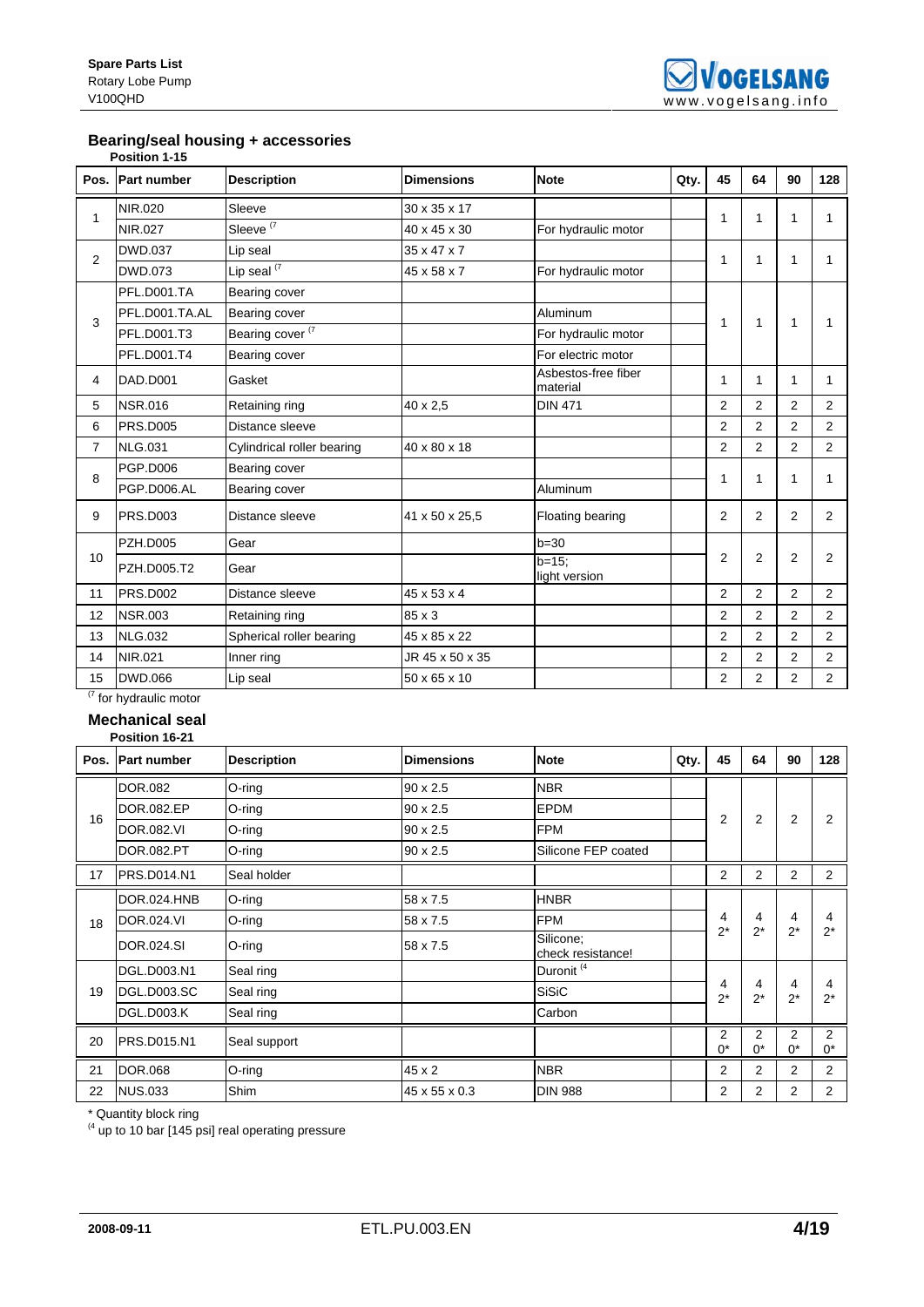## Bearing/seal housing + accessories

**Position 1-15**

| Pos. | Part number | Description | Dimensions | Note | Qty. | 45 | 64 | 90 | 128 |
|---|---|---|---|---|---|---|---|---|---|
| 1 | NIR.020 | Sleeve | 30 x 35 x 17 | | | 1 | 1 | 1 | 1 |
| | NIR.027 | Sleeve (7 | 40 x 45 x 30 | For hydraulic motor | | | | | |
| 2 | DWD.037 | Lip seal | 35 x 47 x 7 | | | 1 | 1 | 1 | 1 |
| | DWD.073 | Lip seal (7 | 45 x 58 x 7 | For hydraulic motor | | | | | |
| 3 | PFL.D001.TA | Bearing cover | | | | 1 | 1 | 1 | 1 |
| | PFL.D001.TA.AL | Bearing cover | | Aluminum | | | | | |
| | PFL.D001.T3 | Bearing cover (7 | | For hydraulic motor | | | | | |
| | PFL.D001.T4 | Bearing cover | | For electric motor | | | | | |
| 4 | DAD.D001 | Gasket | | Asbestos-free fiber material | | 1 | 1 | 1 | 1 |
| 5 | NSR.016 | Retaining ring | 40 x 2,5 | DIN 471 | | 2 | 2 | 2 | 2 |
| 6 | PRS.D005 | Distance sleeve | | | | 2 | 2 | 2 | 2 |
| 7 | NLG.031 | Cylindrical roller bearing | 40 x 80 x 18 | | | 2 | 2 | 2 | 2 |
| 8 | PGP.D006 | Bearing cover | | | | 1 | 1 | 1 | 1 |
| | PGP.D006.AL | Bearing cover | | Aluminum | | | | | |
| 9 | PRS.D003 | Distance sleeve | 41 x 50 x 25,5 | Floating bearing | | 2 | 2 | 2 | 2 |
| 10 | PZH.D005 | Gear | | b=30 | | 2 | 2 | 2 | 2 |
| | PZH.D005.T2 | Gear | | b=15; light version | | | | | |
| 11 | PRS.D002 | Distance sleeve | 45 x 53 x 4 | | | 2 | 2 | 2 | 2 |
| 12 | NSR.003 | Retaining ring | 85 x 3 | | | 2 | 2 | 2 | 2 |
| 13 | NLG.032 | Spherical roller bearing | 45 x 85 x 22 | | | 2 | 2 | 2 | 2 |
| 14 | NIR.021 | Inner ring | JR 45 x 50 x 35 | | | 2 | 2 | 2 | 2 |
| 15 | DWD.066 | Lip seal | 50 x 65 x 10 | | | 2 | 2 | 2 | 2 |

(7 for hydraulic motor

## Mechanical seal

**Position 16-21**

| Pos. | Part number | Description | Dimensions | Note | Qty. | 45 | 64 | 90 | 128 |
|---|---|---|---|---|---|---|---|---|---|
| 16 | DOR.082 | O-ring | 90 x 2.5 | NBR | | 2 | 2 | 2 | 2 |
| | DOR.082.EP | O-ring | 90 x 2.5 | EPDM | | | | | |
| | DOR.082.VI | O-ring | 90 x 2.5 | FPM | | | | | |
| | DOR.082.PT | O-ring | 90 x 2.5 | Silicone FEP coated | | | | | |
| 17 | PRS.D014.N1 | Seal holder | | | | 2 | 2 | 2 | 2 |
| 18 | DOR.024.HNB | O-ring | 58 x 7.5 | HNBR | | 4 2* | 4 2* | 4 2* | 4 2* |
| | DOR.024.VI | O-ring | 58 x 7.5 | FPM | | | | | |
| | DOR.024.SI | O-ring | 58 x 7.5 | Silicone; check resistance! | | | | | |
| 19 | DGL.D003.N1 | Seal ring | | Duronit (4 | | 4 2* | 4 2* | 4 2* | 4 2* |
| | DGL.D003.SC | Seal ring | | SiSiC | | | | | |
| | DGL.D003.K | Seal ring | | Carbon | | | | | |
| 20 | PRS.D015.N1 | Seal support | | | | 2 0* | 2 0* | 2 0* | 2 0* |
| 21 | DOR.068 | O-ring | 45 x 2 | NBR | | 2 | 2 | 2 | 2 |
| 22 | NUS.033 | Shim | 45 x 55 x 0.3 | DIN 988 | | 2 | 2 | 2 | 2 |

* Quantity block ring

(4 up to 10 bar [145 psi] real operating pressure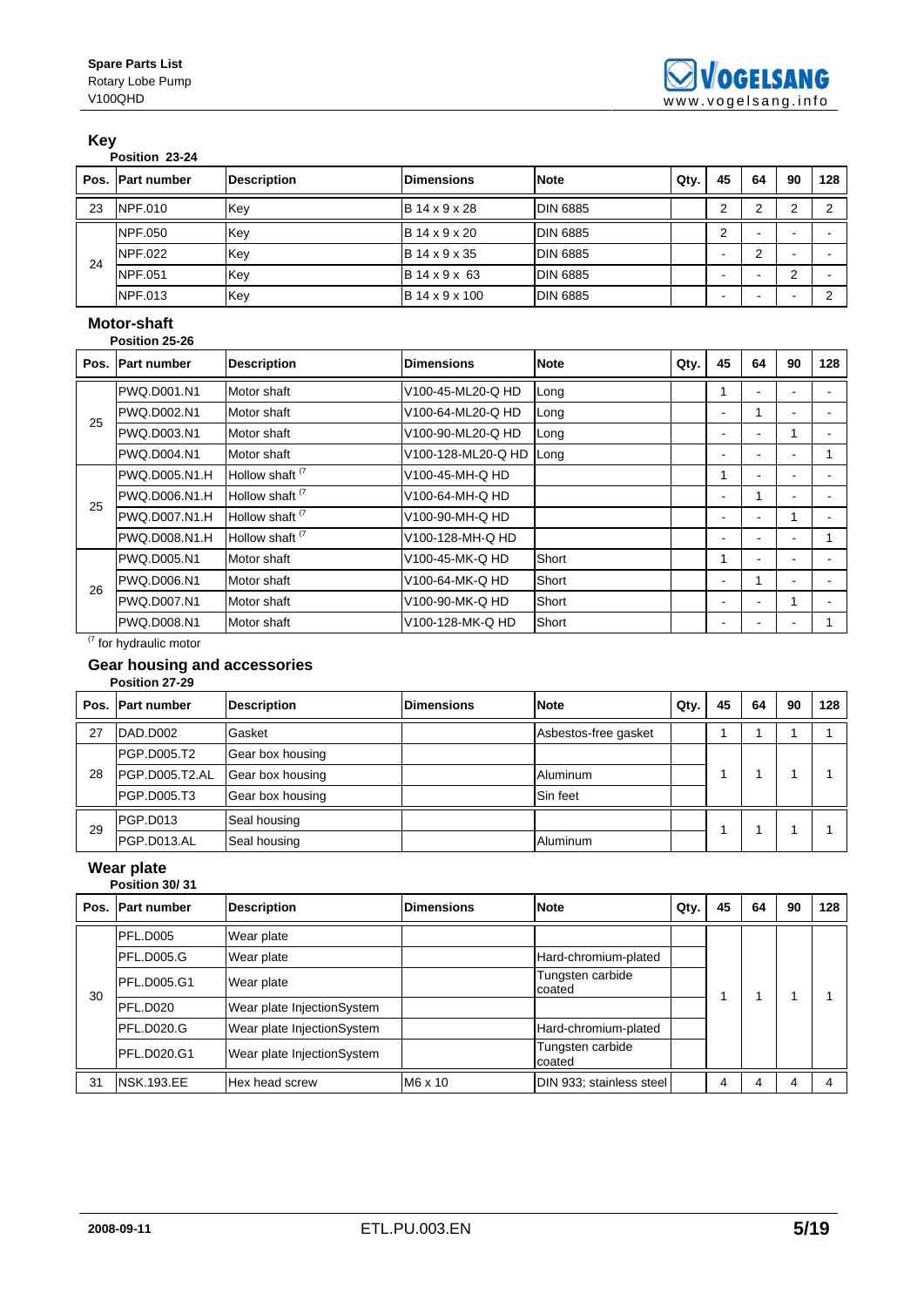## Key

**Position 23-24**

| Pos. | Part number | Description | Dimensions | Note | Qty. | 45 | 64 | 90 | 128 |
|---|---|---|---|---|---|---|---|---|---|
| 23 | NPF.010 | Key | B 14 x 9 x 28 | DIN 6885 | | 2 | 2 | 2 | 2 |
| 24 | NPF.050 | Key | B 14 x 9 x 20 | DIN 6885 | | 2 | - | - | - |
| | NPF.022 | Key | B 14 x 9 x 35 | DIN 6885 | | - | 2 | - | - |
| | NPF.051 | Key | B 14 x 9 x 63 | DIN 6885 | | - | - | 2 | - |
| | NPF.013 | Key | B 14 x 9 x 100 | DIN 6885 | | - | - | - | 2 |

## Motor-shaft

**Position 25-26**

| Pos. | Part number | Description | Dimensions | Note | Qty. | 45 | 64 | 90 | 128 |
|---|---|---|---|---|---|---|---|---|---|
| 25 | PWQ.D001.N1 | Motor shaft | V100-45-ML20-Q HD | Long | | 1 | - | - | - |
| | PWQ.D002.N1 | Motor shaft | V100-64-ML20-Q HD | Long | | - | 1 | - | - |
| | PWQ.D003.N1 | Motor shaft | V100-90-ML20-Q HD | Long | | - | - | 1 | - |
| | PWQ.D004.N1 | Motor shaft | V100-128-ML20-Q HD | Long | | - | - | - | 1 |
| 25 | PWQ.D005.N1.H | Hollow shaft [7] | V100-45-MH-Q HD | | | 1 | - | - | - |
| | PWQ.D006.N1.H | Hollow shaft [7] | V100-64-MH-Q HD | | | - | 1 | - | - |
| | PWQ.D007.N1.H | Hollow shaft [7] | V100-90-MH-Q HD | | | - | - | 1 | - |
| | PWQ.D008.N1.H | Hollow shaft [7] | V100-128-MH-Q HD | | | - | - | - | 1 |
| 26 | PWQ.D005.N1 | Motor shaft | V100-45-MK-Q HD | Short | | 1 | - | - | - |
| | PWQ.D006.N1 | Motor shaft | V100-64-MK-Q HD | Short | | - | 1 | - | - |
| | PWQ.D007.N1 | Motor shaft | V100-90-MK-Q HD | Short | | - | - | 1 | - |
| | PWQ.D008.N1 | Motor shaft | V100-128-MK-Q HD | Short | | - | - | - | 1 |

[7] for hydraulic motor

## Gear housing and accessories

**Position 27-29**

| Pos. | Part number | Description | Dimensions | Note | Qty. | 45 | 64 | 90 | 128 |
|---|---|---|---|---|---|---|---|---|---|
| 27 | DAD.D002 | Gasket | | Asbestos-free gasket | | 1 | 1 | 1 | 1 |
| 28 | PGP.D005.T2 | Gear box housing | | | | 1 | 1 | 1 | 1 |
| | PGP.D005.T2.AL | Gear box housing | | Aluminum | | | | | |
| | PGP.D005.T3 | Gear box housing | | Sin feet | | | | | |
| 29 | PGP.D013 | Seal housing | | | | 1 | 1 | 1 | 1 |
| | PGP.D013.AL | Seal housing | | Aluminum | | | | | |

## Wear plate

**Position 30/ 31**

| Pos. | Part number | Description | Dimensions | Note | Qty. | 45 | 64 | 90 | 128 |
|---|---|---|---|---|---|---|---|---|---|
| 30 | PFL.D005 | Wear plate | | | | 1 | 1 | 1 | 1 |
| | PFL.D005.G | Wear plate | | Hard-chromium-plated | | | | | |
| | PFL.D005.G1 | Wear plate | | Tungsten carbide coated | | | | | |
| | PFL.D020 | Wear plate InjectionSystem | | | | | | | |
| | PFL.D020.G | Wear plate InjectionSystem | | Hard-chromium-plated | | | | | |
| | PFL.D020.G1 | Wear plate InjectionSystem | | Tungsten carbide coated | | | | | |
| 31 | NSK.193.EE | Hex head screw | M6 x 10 | DIN 933; stainless steel | | 4 | 4 | 4 | 4 |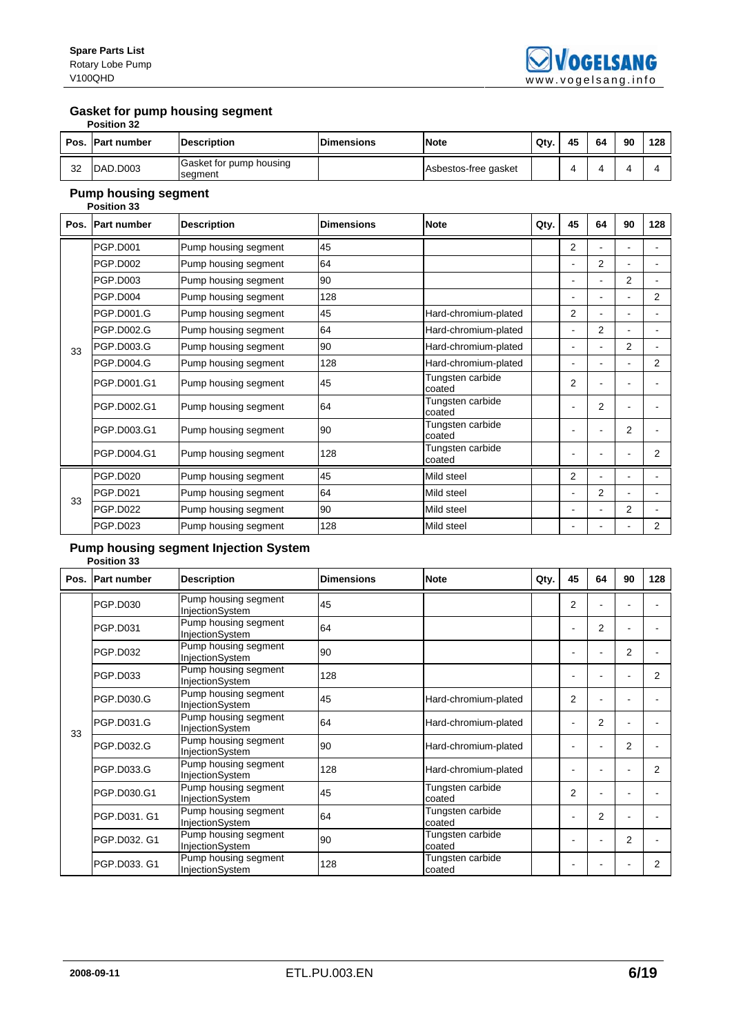## Gasket for pump housing segment

**Position 32**

| Pos. | Part number | Description | Dimensions | Note | Qty. | 45 | 64 | 90 | 128 |
|---|---|---|---|---|---|---|---|---|---|
| 32 | DAD.D003 | Gasket for pump housing segment | | Asbestos-free gasket | | 4 | 4 | 4 | 4 |

## Pump housing segment

**Position 33**

| Pos. | Part number | Description | Dimensions | Note | Qty. | 45 | 64 | 90 | 128 |
|---|---|---|---|---|---|---|---|---|---|
| 33 | PGP.D001 | Pump housing segment | 45 | | | 2 | - | - | - |
| | PGP.D002 | Pump housing segment | 64 | | | - | 2 | - | - |
| | PGP.D003 | Pump housing segment | 90 | | | - | - | 2 | - |
| | PGP.D004 | Pump housing segment | 128 | | | - | - | - | 2 |
| | PGP.D001.G | Pump housing segment | 45 | Hard-chromium-plated | | 2 | - | - | - |
| | PGP.D002.G | Pump housing segment | 64 | Hard-chromium-plated | | - | 2 | - | - |
| | PGP.D003.G | Pump housing segment | 90 | Hard-chromium-plated | | - | - | 2 | - |
| | PGP.D004.G | Pump housing segment | 128 | Hard-chromium-plated | | - | - | - | 2 |
| | PGP.D001.G1 | Pump housing segment | 45 | Tungsten carbide coated | | 2 | - | - | - |
| | PGP.D002.G1 | Pump housing segment | 64 | Tungsten carbide coated | | - | 2 | - | - |
| | PGP.D003.G1 | Pump housing segment | 90 | Tungsten carbide coated | | - | - | 2 | - |
| | PGP.D004.G1 | Pump housing segment | 128 | Tungsten carbide coated | | - | - | - | 2 |
| 33 | PGP.D020 | Pump housing segment | 45 | Mild steel | | 2 | - | - | - |
| | PGP.D021 | Pump housing segment | 64 | Mild steel | | - | 2 | - | - |
| | PGP.D022 | Pump housing segment | 90 | Mild steel | | - | - | 2 | - |
| | PGP.D023 | Pump housing segment | 128 | Mild steel | | - | - | - | 2 |

## Pump housing segment Injection System

**Position 33**

| Pos. | Part number | Description | Dimensions | Note | Qty. | 45 | 64 | 90 | 128 |
|---|---|---|---|---|---|---|---|---|---|
| 33 | PGP.D030 | Pump housing segment InjectionSystem | 45 | | | 2 | - | - | - |
| | PGP.D031 | Pump housing segment InjectionSystem | 64 | | | - | 2 | - | - |
| | PGP.D032 | Pump housing segment InjectionSystem | 90 | | | - | - | 2 | - |
| | PGP.D033 | Pump housing segment InjectionSystem | 128 | | | - | - | - | 2 |
| | PGP.D030.G | Pump housing segment InjectionSystem | 45 | Hard-chromium-plated | | 2 | - | - | - |
| | PGP.D031.G | Pump housing segment InjectionSystem | 64 | Hard-chromium-plated | | - | 2 | - | - |
| | PGP.D032.G | Pump housing segment InjectionSystem | 90 | Hard-chromium-plated | | - | - | 2 | - |
| | PGP.D033.G | Pump housing segment InjectionSystem | 128 | Hard-chromium-plated | | - | - | - | 2 |
| | PGP.D030.G1 | Pump housing segment InjectionSystem | 45 | Tungsten carbide coated | | 2 | - | - | - |
| | PGP.D031. G1 | Pump housing segment InjectionSystem | 64 | Tungsten carbide coated | | - | 2 | - | - |
| | PGP.D032. G1 | Pump housing segment InjectionSystem | 90 | Tungsten carbide coated | | - | - | 2 | - |
| | PGP.D033. G1 | Pump housing segment InjectionSystem | 128 | Tungsten carbide coated | | - | - | - | 2 |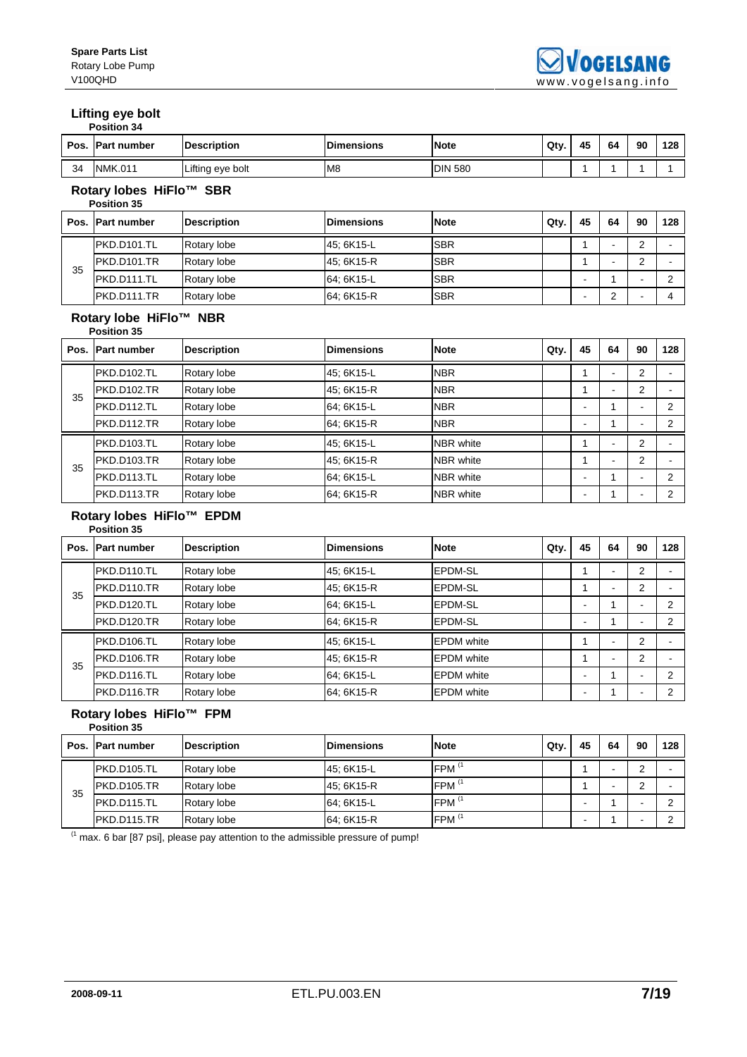### Lifting eye bolt

**Position 34**

| Pos. | Part number | Description | Dimensions | Note | Qty. | 45 | 64 | 90 | 128 |
|---|---|---|---|---|---|---|---|---|---|
| 34 | NMK.011 | Lifting eye bolt | M8 | DIN 580 | | 1 | 1 | 1 | 1 |

### Rotary lobes HiFlo™ SBR

**Position 35**

| Pos. | Part number | Description | Dimensions | Note | Qty. | 45 | 64 | 90 | 128 |
|---|---|---|---|---|---|---|---|---|---|
| 35 | PKD.D101.TL | Rotary lobe | 45; 6K15-L | SBR | | 1 | - | 2 | - |
| | PKD.D101.TR | Rotary lobe | 45; 6K15-R | SBR | | 1 | - | 2 | - |
| | PKD.D111.TL | Rotary lobe | 64; 6K15-L | SBR | | - | 1 | - | 2 |
| | PKD.D111.TR | Rotary lobe | 64; 6K15-R | SBR | | - | 2 | - | 4 |

### Rotary lobe HiFlo™ NBR

**Position 35**

| Pos. | Part number | Description | Dimensions | Note | Qty. | 45 | 64 | 90 | 128 |
|---|---|---|---|---|---|---|---|---|---|
| 35 | PKD.D102.TL | Rotary lobe | 45; 6K15-L | NBR | | 1 | - | 2 | - |
| | PKD.D102.TR | Rotary lobe | 45; 6K15-R | NBR | | 1 | - | 2 | - |
| | PKD.D112.TL | Rotary lobe | 64; 6K15-L | NBR | | - | 1 | - | 2 |
| | PKD.D112.TR | Rotary lobe | 64; 6K15-R | NBR | | - | 1 | - | 2 |
| 35 | PKD.D103.TL | Rotary lobe | 45; 6K15-L | NBR white | | 1 | - | 2 | - |
| | PKD.D103.TR | Rotary lobe | 45; 6K15-R | NBR white | | 1 | - | 2 | - |
| | PKD.D113.TL | Rotary lobe | 64; 6K15-L | NBR white | | - | 1 | - | 2 |
| | PKD.D113.TR | Rotary lobe | 64; 6K15-R | NBR white | | - | 1 | - | 2 |

### Rotary lobes HiFlo™ EPDM

**Position 35**

| Pos. | Part number | Description | Dimensions | Note | Qty. | 45 | 64 | 90 | 128 |
|---|---|---|---|---|---|---|---|---|---|
| 35 | PKD.D110.TL | Rotary lobe | 45; 6K15-L | EPDM-SL | | 1 | - | 2 | - |
| | PKD.D110.TR | Rotary lobe | 45; 6K15-R | EPDM-SL | | 1 | - | 2 | - |
| | PKD.D120.TL | Rotary lobe | 64; 6K15-L | EPDM-SL | | - | 1 | - | 2 |
| | PKD.D120.TR | Rotary lobe | 64; 6K15-R | EPDM-SL | | - | 1 | - | 2 |
| 35 | PKD.D106.TL | Rotary lobe | 45; 6K15-L | EPDM white | | 1 | - | 2 | - |
| | PKD.D106.TR | Rotary lobe | 45; 6K15-R | EPDM white | | 1 | - | 2 | - |
| | PKD.D116.TL | Rotary lobe | 64; 6K15-L | EPDM white | | - | 1 | - | 2 |
| | PKD.D116.TR | Rotary lobe | 64; 6K15-R | EPDM white | | - | 1 | - | 2 |

### Rotary lobes HiFlo™ FPM

**Position 35**

| Pos. | Part number | Description | Dimensions | Note | Qty. | 45 | 64 | 90 | 128 |
|---|---|---|---|---|---|---|---|---|---|
| 35 | PKD.D105.TL | Rotary lobe | 45; 6K15-L | FPM (1 | | 1 | - | 2 | - |
| | PKD.D105.TR | Rotary lobe | 45; 6K15-R | FPM (1 | | 1 | - | 2 | - |
| | PKD.D115.TL | Rotary lobe | 64; 6K15-L | FPM (1 | | - | 1 | - | 2 |
| | PKD.D115.TR | Rotary lobe | 64; 6K15-R | FPM (1 | | - | 1 | - | 2 |

(1 max. 6 bar [87 psi], please pay attention to the admissible pressure of pump!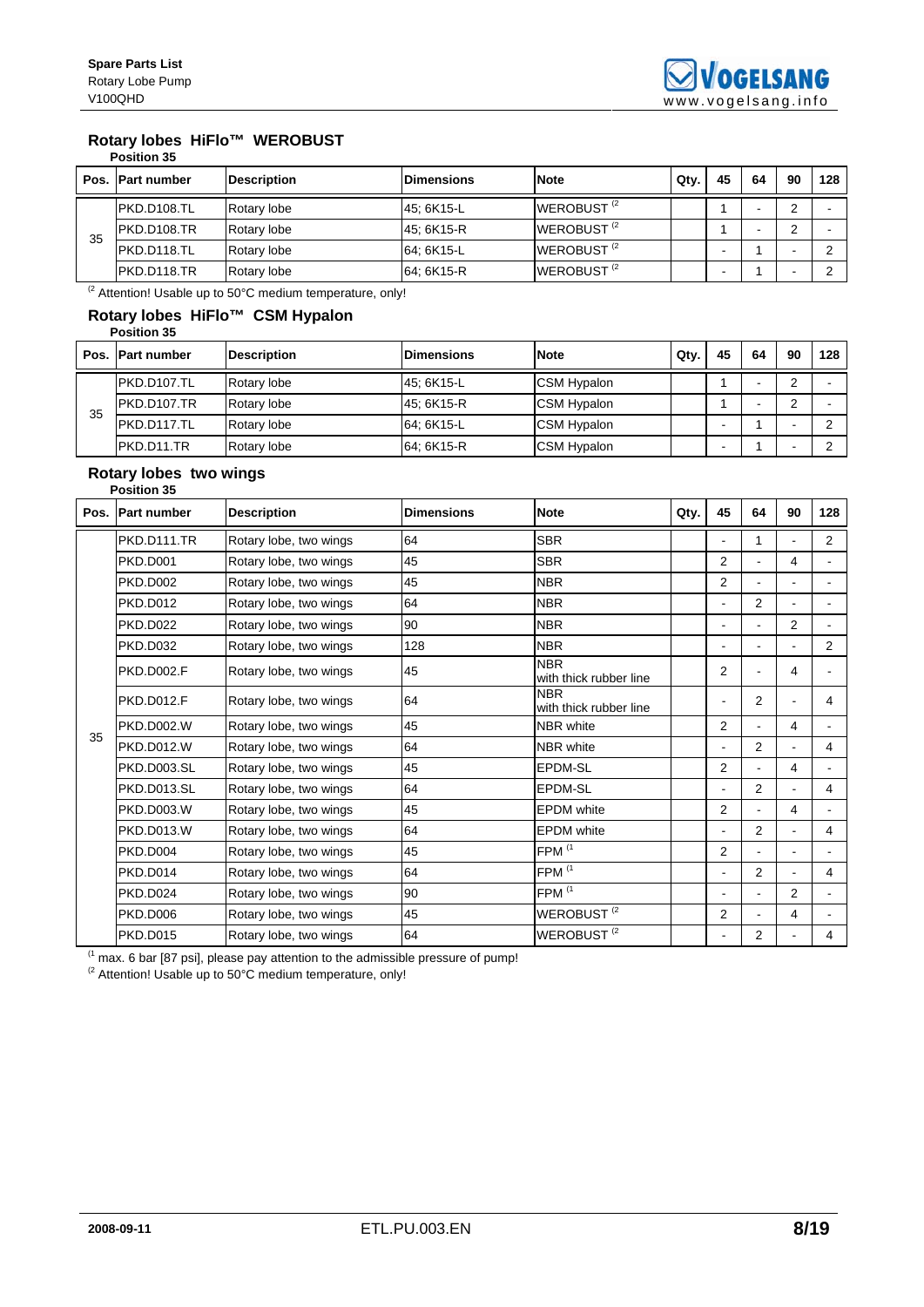## Rotary lobes HiFlo™ WEROBUST

**Position 35**

| Pos. | Part number | Description | Dimensions | Note | Qty. | 45 | 64 | 90 | 128 |
|---|---|---|---|---|---|---|---|---|---|
| 35 | PKD.D108.TL | Rotary lobe | 45; 6K15-L | WEROBUST [2] | | 1 | - | 2 | - |
| | PKD.D108.TR | Rotary lobe | 45; 6K15-R | WEROBUST [2] | | 1 | - | 2 | - |
| | PKD.D118.TL | Rotary lobe | 64; 6K15-L | WEROBUST [2] | | - | 1 | - | 2 |
| | PKD.D118.TR | Rotary lobe | 64; 6K15-R | WEROBUST [2] | | - | 1 | - | 2 |

[2] Attention! Usable up to 50°C medium temperature, only!

## Rotary lobes HiFlo™ CSM Hypalon

**Position 35**

| Pos. | Part number | Description | Dimensions | Note | Qty. | 45 | 64 | 90 | 128 |
|---|---|---|---|---|---|---|---|---|---|
| 35 | PKD.D107.TL | Rotary lobe | 45; 6K15-L | CSM Hypalon | | 1 | - | 2 | - |
| | PKD.D107.TR | Rotary lobe | 45; 6K15-R | CSM Hypalon | | 1 | - | 2 | - |
| | PKD.D117.TL | Rotary lobe | 64; 6K15-L | CSM Hypalon | | - | 1 | - | 2 |
| | PKD.D11.TR | Rotary lobe | 64; 6K15-R | CSM Hypalon | | - | 1 | - | 2 |

## Rotary lobes two wings

**Position 35**

| Pos. | Part number | Description | Dimensions | Note | Qty. | 45 | 64 | 90 | 128 |
|---|---|---|---|---|---|---|---|---|---|
| 35 | PKD.D111.TR | Rotary lobe, two wings | 64 | SBR | | - | 1 | - | 2 |
| | PKD.D001 | Rotary lobe, two wings | 45 | SBR | | 2 | - | 4 | - |
| | PKD.D002 | Rotary lobe, two wings | 45 | NBR | | 2 | - | - | - |
| | PKD.D012 | Rotary lobe, two wings | 64 | NBR | | - | 2 | - | - |
| | PKD.D022 | Rotary lobe, two wings | 90 | NBR | | - | - | 2 | - |
| | PKD.D032 | Rotary lobe, two wings | 128 | NBR | | - | - | - | 2 |
| | PKD.D002.F | Rotary lobe, two wings | 45 | NBR with thick rubber line | | 2 | - | 4 | - |
| | PKD.D012.F | Rotary lobe, two wings | 64 | NBR with thick rubber line | | - | 2 | - | 4 |
| | PKD.D002.W | Rotary lobe, two wings | 45 | NBR white | | 2 | - | 4 | - |
| | PKD.D012.W | Rotary lobe, two wings | 64 | NBR white | | - | 2 | - | 4 |
| | PKD.D003.SL | Rotary lobe, two wings | 45 | EPDM-SL | | 2 | - | 4 | - |
| | PKD.D013.SL | Rotary lobe, two wings | 64 | EPDM-SL | | - | 2 | - | 4 |
| | PKD.D003.W | Rotary lobe, two wings | 45 | EPDM white | | 2 | - | 4 | - |
| | PKD.D013.W | Rotary lobe, two wings | 64 | EPDM white | | - | 2 | - | 4 |
| | PKD.D004 | Rotary lobe, two wings | 45 | FPM [1] | | 2 | - | - | - |
| | PKD.D014 | Rotary lobe, two wings | 64 | FPM [1] | | - | 2 | - | 4 |
| | PKD.D024 | Rotary lobe, two wings | 90 | FPM [1] | | - | - | 2 | - |
| | PKD.D006 | Rotary lobe, two wings | 45 | WEROBUST [2] | | 2 | - | 4 | - |
| | PKD.D015 | Rotary lobe, two wings | 64 | WEROBUST [2] | | - | 2 | - | 4 |

[1] max. 6 bar [87 psi], please pay attention to the admissible pressure of pump!

[2] Attention! Usable up to 50°C medium temperature, only!

2008-09-11 ETL.PU.003.EN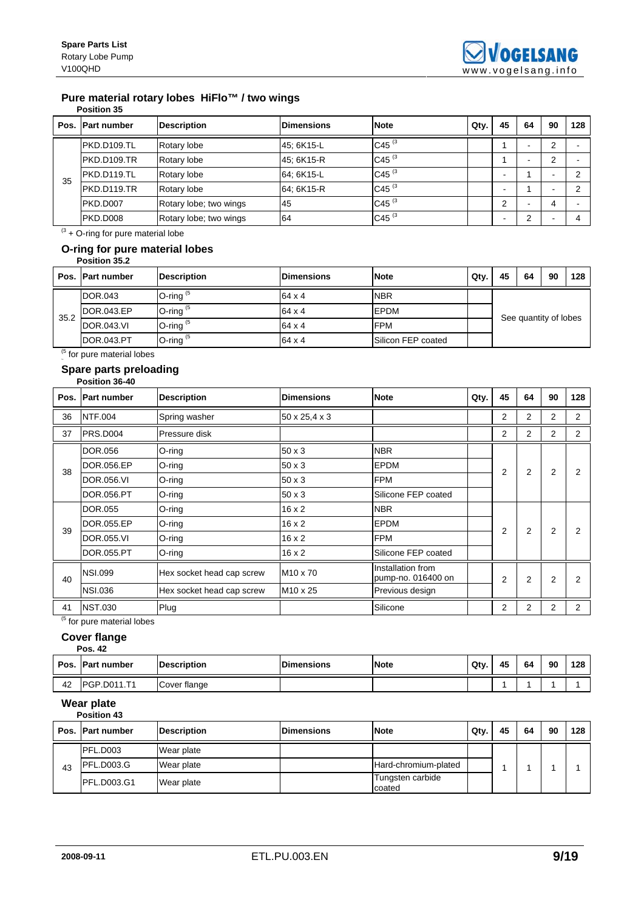## Pure material rotary lobes HiFlo™ / two wings

**Position 35**

| Pos. | Part number | Description | Dimensions | Note | Qty. | 45 | 64 | 90 | 128 |
|---|---|---|---|---|---|---|---|---|---|
| 35 | PKD.D109.TL | Rotary lobe | 45; 6K15-L | C45 [3] | | 1 | - | 2 | - |
| | PKD.D109.TR | Rotary lobe | 45; 6K15-R | C45 [3] | | 1 | - | 2 | - |
| | PKD.D119.TL | Rotary lobe | 64; 6K15-L | C45 [3] | | - | 1 | - | 2 |
| | PKD.D119.TR | Rotary lobe | 64; 6K15-R | C45 [3] | | - | 1 | - | 2 |
| | PKD.D007 | Rotary lobe; two wings | 45 | C45 [3] | | 2 | - | 4 | - |
| | PKD.D008 | Rotary lobe; two wings | 64 | C45 [3] | | - | 2 | - | 4 |

[3] + O-ring for pure material lobe

## O-ring for pure material lobes

**Position 35.2**

| Pos. | Part number | Description | Dimensions | Note | Qty. | 45 | 64 | 90 | 128 |
|---|---|---|---|---|---|---|---|---|---|
| 35.2 | DOR.043 | O-ring [5] | 64 x 4 | NBR | | See quantity of lobes | | | |
| | DOR.043.EP | O-ring [5] | 64 x 4 | EPDM | | | | | |
| | DOR.043.VI | O-ring [5] | 64 x 4 | FPM | | | | | |
| | DOR.043.PT | O-ring [5] | 64 x 4 | Silicon FEP coated | | | | | |

[5] for pure material lobes

## Spare parts preloading

**Position 36-40**

| Pos. | Part number | Description | Dimensions | Note | Qty. | 45 | 64 | 90 | 128 |
|---|---|---|---|---|---|---|---|---|---|
| 36 | NTF.004 | Spring washer | 50 x 25,4 x 3 | | | 2 | 2 | 2 | 2 |
| 37 | PRS.D004 | Pressure disk | | | | 2 | 2 | 2 | 2 |
| 38 | DOR.056 | O-ring | 50 x 3 | NBR | | 2 | 2 | 2 | 2 |
| | DOR.056.EP | O-ring | 50 x 3 | EPDM | | | | | |
| | DOR.056.VI | O-ring | 50 x 3 | FPM | | | | | |
| | DOR.056.PT | O-ring | 50 x 3 | Silicone FEP coated | | | | | |
| 39 | DOR.055 | O-ring | 16 x 2 | NBR | | 2 | 2 | 2 | 2 |
| | DOR.055.EP | O-ring | 16 x 2 | EPDM | | | | | |
| | DOR.055.VI | O-ring | 16 x 2 | FPM | | | | | |
| | DOR.055.PT | O-ring | 16 x 2 | Silicone FEP coated | | | | | |
| 40 | NSI.099 | Hex socket head cap screw | M10 x 70 | Installation from pump-no. 016400 on | | 2 | 2 | 2 | 2 |
| | NSI.036 | Hex socket head cap screw | M10 x 25 | Previous design | | | | | |
| 41 | NST.030 | Plug | | Silicone | | 2 | 2 | 2 | 2 |

[5] for pure material lobes

## Cover flange

**Pos. 42**

| Pos. | Part number | Description | Dimensions | Note | Qty. | 45 | 64 | 90 | 128 |
|---|---|---|---|---|---|---|---|---|---|
| 42 | PGP.D011.T1 | Cover flange | | | | 1 | 1 | 1 | 1 |

## Wear plate

**Position 43**

| Pos. | Part number | Description | Dimensions | Note | Qty. | 45 | 64 | 90 | 128 |
|---|---|---|---|---|---|---|---|---|---|
| 43 | PFL.D003 | Wear plate | | | | 1 | 1 | 1 | 1 |
| | PFL.D003.G | Wear plate | | Hard-chromium-plated | | | | | |
| | PFL.D003.G1 | Wear plate | | Tungsten carbide coated | | | | | |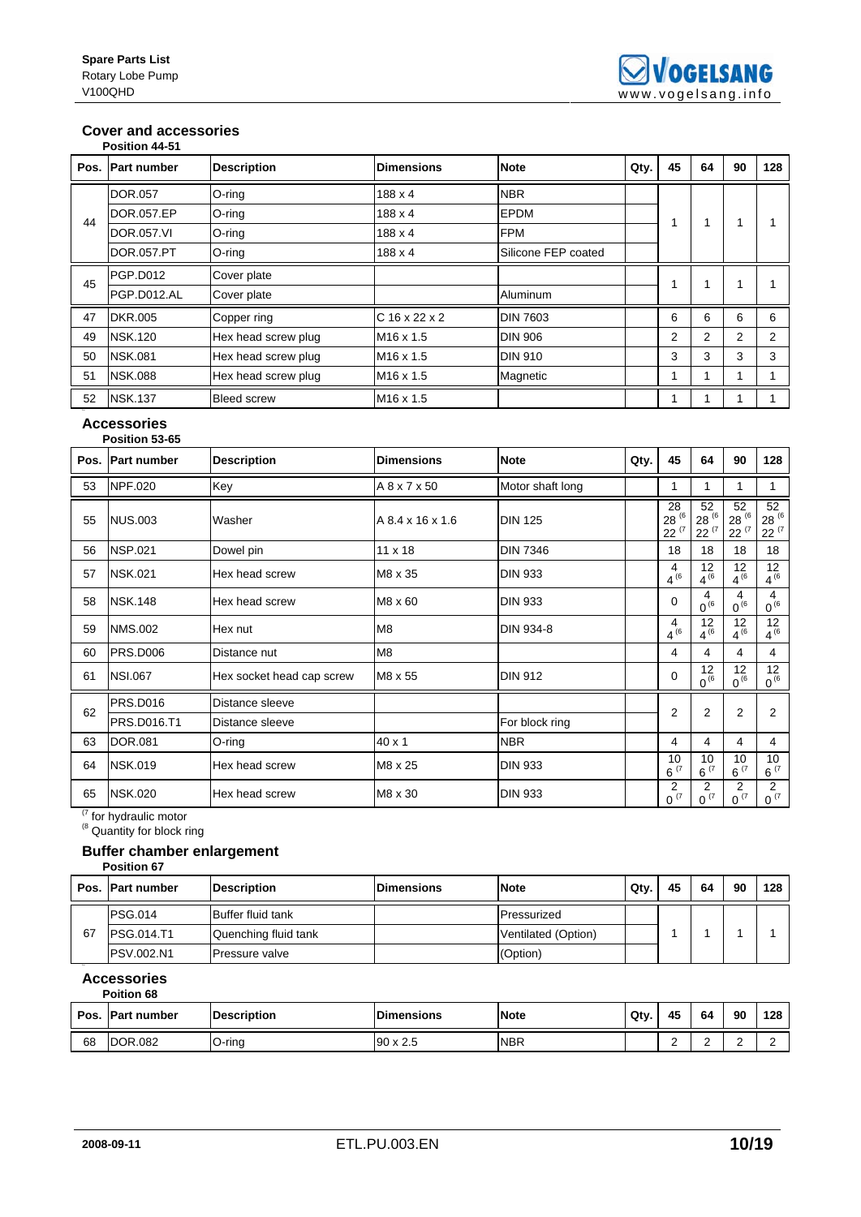## Cover and accessories

**Position 44-51**

| Pos. | Part number | Description | Dimensions | Note | Qty. | 45 | 64 | 90 | 128 |
|---|---|---|---|---|---|---|---|---|---|
| 44 | DOR.057 | O-ring | 188 x 4 | NBR | | 1 | 1 | 1 | 1 |
| | DOR.057.EP | O-ring | 188 x 4 | EPDM | | | | | |
| | DOR.057.VI | O-ring | 188 x 4 | FPM | | | | | |
| | DOR.057.PT | O-ring | 188 x 4 | Silicone FEP coated | | | | | |
| 45 | PGP.D012 | Cover plate | | | | 1 | 1 | 1 | 1 |
| | PGP.D012.AL | Cover plate | | Aluminum | | | | | |
| 47 | DKR.005 | Copper ring | C 16 x 22 x 2 | DIN 7603 | | 6 | 6 | 6 | 6 |
| 49 | NSK.120 | Hex head screw plug | M16 x 1.5 | DIN 906 | | 2 | 2 | 2 | 2 |
| 50 | NSK.081 | Hex head screw plug | M16 x 1.5 | DIN 910 | | 3 | 3 | 3 | 3 |
| 51 | NSK.088 | Hex head screw plug | M16 x 1.5 | Magnetic | | 1 | 1 | 1 | 1 |
| 52 | NSK.137 | Bleed screw | M16 x 1.5 | | | 1 | 1 | 1 | 1 |

## Accessories

**Position 53-65**

| Pos. | Part number | Description | Dimensions | Note | Qty. | 45 | 64 | 90 | 128 |
|---|---|---|---|---|---|---|---|---|---|
| 53 | NPF.020 | Key | A 8 x 7 x 50 | Motor shaft long | | 1 | 1 | 1 | 1 |
| 55 | NUS.003 | Washer | A 8.4 x 16 x 1.6 | DIN 125 | | 28<br>28 (6<br>22 (7 | 52<br>28 (6<br>22 (7 | 52<br>28 (6<br>22 (7 | 52<br>28 (6<br>22 (7 |
| 56 | NSP.021 | Dowel pin | 11 x 18 | DIN 7346 | | 18 | 18 | 18 | 18 |
| 57 | NSK.021 | Hex head screw | M8 x 35 | DIN 933 | | 4<br>4 (6 | 12<br>4 (6 | 12<br>4 (6 | 12<br>4 (6 |
| 58 | NSK.148 | Hex head screw | M8 x 60 | DIN 933 | | 0 | 4<br>0 (6 | 4<br>0 (6 | 4<br>0 (6 |
| 59 | NMS.002 | Hex nut | M8 | DIN 934-8 | | 4<br>4 (6 | 12<br>4 (6 | 12<br>4 (6 | 12<br>4 (6 |
| 60 | PRS.D006 | Distance nut | M8 | | | 4 | 4 | 4 | 4 |
| 61 | NSI.067 | Hex socket head cap screw | M8 x 55 | DIN 912 | | 0 | 12<br>0 (6 | 12<br>0 (6 | 12<br>0 (6 |
| 62 | PRS.D016 | Distance sleeve | | | | 2 | 2 | 2 | 2 |
| | PRS.D016.T1 | Distance sleeve | | For block ring | | | | | |
| 63 | DOR.081 | O-ring | 40 x 1 | NBR | | 4 | 4 | 4 | 4 |
| 64 | NSK.019 | Hex head screw | M8 x 25 | DIN 933 | | 10<br>6 (7 | 10<br>6 (7 | 10<br>6 (7 | 10<br>6 (7 |
| 65 | NSK.020 | Hex head screw | M8 x 30 | DIN 933 | | 2<br>0 (7 | 2<br>0 (7 | 2<br>0 (7 | 2<br>0 (7 |

(7 for hydraulic motor
(8 Quantity for block ring

## Buffer chamber enlargement

**Position 67**

| Pos. | Part number | Description | Dimensions | Note | Qty. | 45 | 64 | 90 | 128 |
|---|---|---|---|---|---|---|---|---|---|
| 67 | PSG.014 | Buffer fluid tank | | Pressurized | | 1 | 1 | 1 | 1 |
| | PSG.014.T1 | Quenching fluid tank | | Ventilated (Option) | | | | | |
| | PSV.002.N1 | Pressure valve | | (Option) | | | | | |

## Accessories

**Poition 68**

| Pos. | Part number | Description | Dimensions | Note | Qty. | 45 | 64 | 90 | 128 |
|---|---|---|---|---|---|---|---|---|---|
| 68 | DOR.082 | O-ring | 90 x 2.5 | NBR | | 2 | 2 | 2 | 2 |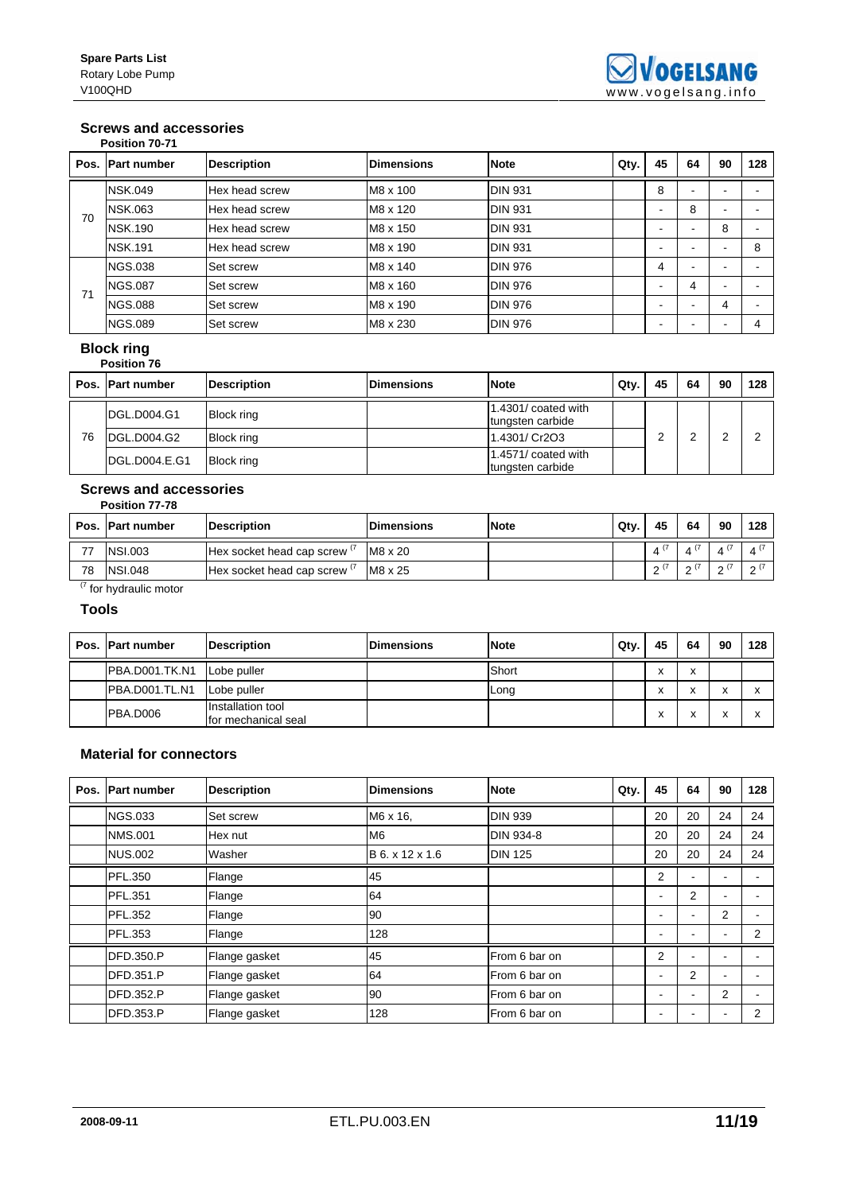**Spare Parts List**
Rotary Lobe Pump
V100QHD

## Screws and accessories

**Position 70-71**

| Pos. | Part number | Description | Dimensions | Note | Qty. | 45 | 64 | 90 | 128 |
|---|---|---|---|---|---|---|---|---|---|
| 70 | NSK.049 | Hex head screw | M8 x 100 | DIN 931 | | 8 | - | - | - |
| | NSK.063 | Hex head screw | M8 x 120 | DIN 931 | | - | 8 | - | - |
| | NSK.190 | Hex head screw | M8 x 150 | DIN 931 | | - | - | 8 | - |
| | NSK.191 | Hex head screw | M8 x 190 | DIN 931 | | - | - | - | 8 |
| 71 | NGS.038 | Set screw | M8 x 140 | DIN 976 | | 4 | - | - | - |
| | NGS.087 | Set screw | M8 x 160 | DIN 976 | | - | 4 | - | - |
| | NGS.088 | Set screw | M8 x 190 | DIN 976 | | - | - | 4 | - |
| | NGS.089 | Set screw | M8 x 230 | DIN 976 | | - | - | - | 4 |

## Block ring

**Position 76**

| Pos. | Part number | Description | Dimensions | Note | Qty. | 45 | 64 | 90 | 128 |
|---|---|---|---|---|---|---|---|---|---|
| 76 | DGL.D004.G1 | Block ring | | 1.4301/ coated with tungsten carbide | | 2 | 2 | 2 | 2 |
| | DGL.D004.G2 | Block ring | | 1.4301/ Cr2O3 | | | | | |
| | DGL.D004.E.G1 | Block ring | | 1.4571/ coated with tungsten carbide | | | | | |

## Screws and accessories

**Position 77-78**

| Pos. | Part number | Description | Dimensions | Note | Qty. | 45 | 64 | 90 | 128 |
|---|---|---|---|---|---|---|---|---|---|
| 77 | NSI.003 | Hex socket head cap screw (7 | M8 x 20 | | | 4 (7 | 4 (7 | 4 (7 | 4 (7 |
| 78 | NSI.048 | Hex socket head cap screw (7 | M8 x 25 | | | 2 (7 | 2 (7 | 2 (7 | 2 (7 |

(7 for hydraulic motor

## Tools

| Pos. | Part number | Description | Dimensions | Note | Qty. | 45 | 64 | 90 | 128 |
|---|---|---|---|---|---|---|---|---|---|
| | PBA.D001.TK.N1 | Lobe puller | | Short | | x | x | | |
| | PBA.D001.TL.N1 | Lobe puller | | Long | | x | x | x | x |
| | PBA.D006 | Installation tool for mechanical seal | | | | x | x | x | x |

## Material for connectors

| Pos. | Part number | Description | Dimensions | Note | Qty. | 45 | 64 | 90 | 128 |
|---|---|---|---|---|---|---|---|---|---|
| | NGS.033 | Set screw | M6 x 16, | DIN 939 | | 20 | 20 | 24 | 24 |
| | NMS.001 | Hex nut | M6 | DIN 934-8 | | 20 | 20 | 24 | 24 |
| | NUS.002 | Washer | B 6. x 12 x 1.6 | DIN 125 | | 20 | 20 | 24 | 24 |
| | PFL.350 | Flange | 45 | | | 2 | - | - | - |
| | PFL.351 | Flange | 64 | | | - | 2 | - | - |
| | PFL.352 | Flange | 90 | | | - | - | 2 | - |
| | PFL.353 | Flange | 128 | | | - | - | - | 2 |
| | DFD.350.P | Flange gasket | 45 | From 6 bar on | | 2 | - | - | - |
| | DFD.351.P | Flange gasket | 64 | From 6 bar on | | - | 2 | - | - |
| | DFD.352.P | Flange gasket | 90 | From 6 bar on | | - | - | 2 | - |
| | DFD.353.P | Flange gasket | 128 | From 6 bar on | | - | - | - | 2 |

2008-09-11 ETL.PU.003.EN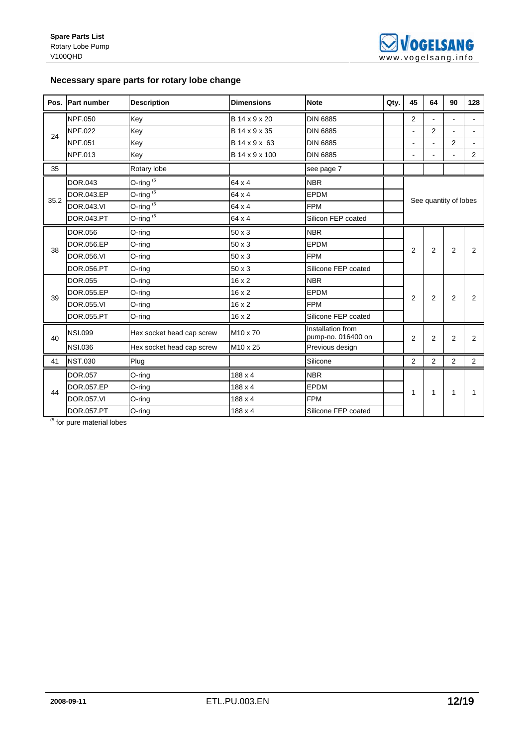## Necessary spare parts for rotary lobe change

| Pos. | Part number | Description | Dimensions | Note | Qty. | 45 | 64 | 90 | 128 |
|---|---|---|---|---|---|---|---|---|---|
| 24 | NPF.050 | Key | B 14 x 9 x 20 | DIN 6885 | | 2 | - | - | - |
| | NPF.022 | Key | B 14 x 9 x 35 | DIN 6885 | | - | 2 | - | - |
| | NPF.051 | Key | B 14 x 9 x 63 | DIN 6885 | | - | - | 2 | - |
| | NPF.013 | Key | B 14 x 9 x 100 | DIN 6885 | | - | - | - | 2 |
| 35 | | Rotary lobe | | see page 7 | | | | | |
| 35.2 | DOR.043 | O-ring [5] | 64 x 4 | NBR | | See quantity of lobes | | | |
| | DOR.043.EP | O-ring [5] | 64 x 4 | EPDM | | | | | |
| | DOR.043.VI | O-ring [5] | 64 x 4 | FPM | | | | | |
| | DOR.043.PT | O-ring [5] | 64 x 4 | Silicon FEP coated | | | | | |
| 38 | DOR.056 | O-ring | 50 x 3 | NBR | | 2 | 2 | 2 | 2 |
| | DOR.056.EP | O-ring | 50 x 3 | EPDM | | | | | |
| | DOR.056.VI | O-ring | 50 x 3 | FPM | | | | | |
| | DOR.056.PT | O-ring | 50 x 3 | Silicone FEP coated | | | | | |
| 39 | DOR.055 | O-ring | 16 x 2 | NBR | | 2 | 2 | 2 | 2 |
| | DOR.055.EP | O-ring | 16 x 2 | EPDM | | | | | |
| | DOR.055.VI | O-ring | 16 x 2 | FPM | | | | | |
| | DOR.055.PT | O-ring | 16 x 2 | Silicone FEP coated | | | | | |
| 40 | NSI.099 | Hex socket head cap screw | M10 x 70 | Installation from pump-no. 016400 on | | 2 | 2 | 2 | 2 |
| | NSI.036 | Hex socket head cap screw | M10 x 25 | Previous design | | | | | |
| 41 | NST.030 | Plug | | Silicone | | 2 | 2 | 2 | 2 |
| 44 | DOR.057 | O-ring | 188 x 4 | NBR | | 1 | 1 | 1 | 1 |
| | DOR.057.EP | O-ring | 188 x 4 | EPDM | | | | | |
| | DOR.057.VI | O-ring | 188 x 4 | FPM | | | | | |
| | DOR.057.PT | O-ring | 188 x 4 | Silicone FEP coated | | | | | |

[5] for pure material lobes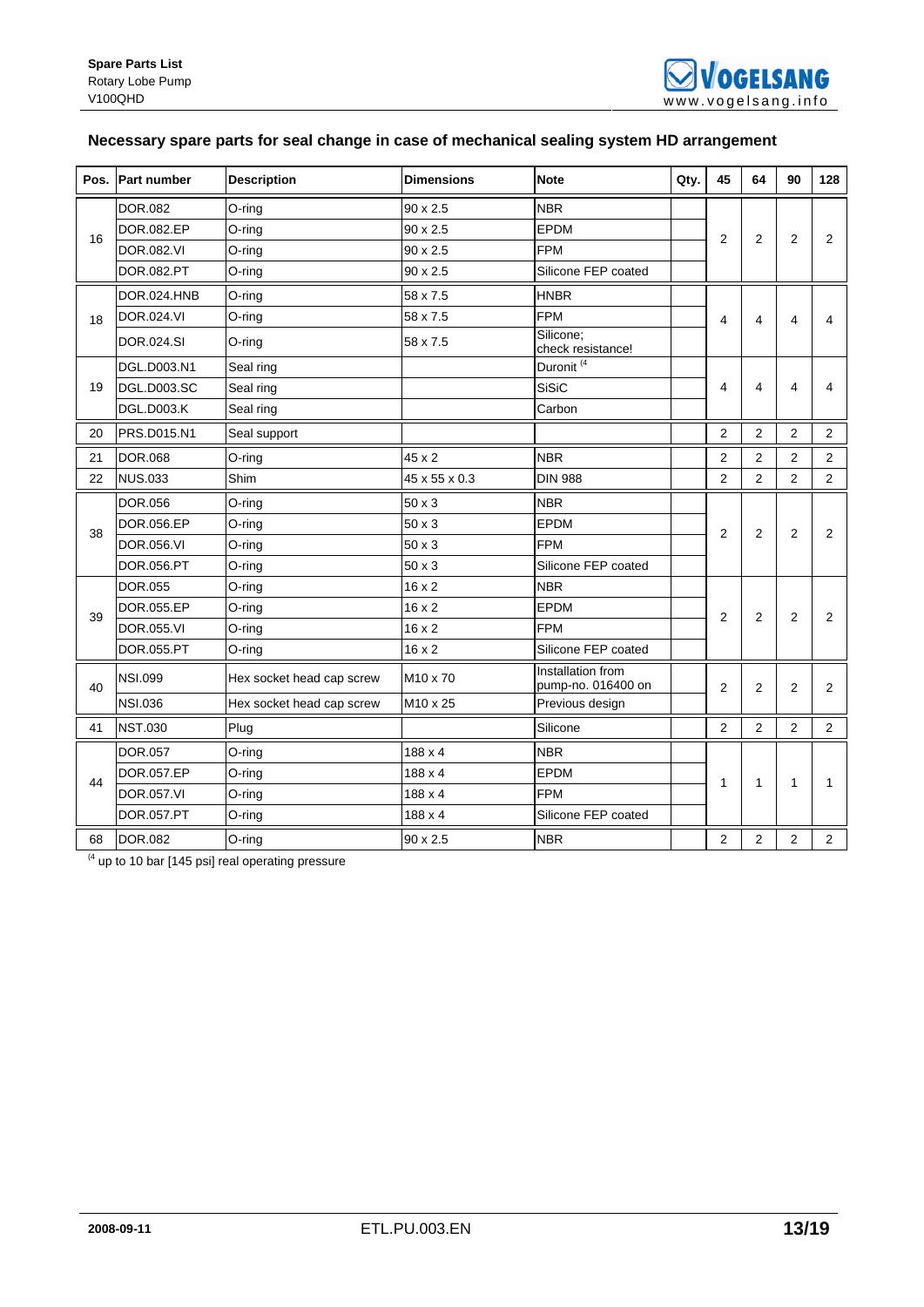## Necessary spare parts for seal change in case of mechanical sealing system HD arrangement

| Pos. | Part number | Description | Dimensions | Note | Qty. | 45 | 64 | 90 | 128 |
|---|---|---|---|---|---|---|---|---|---|
| 16 | DOR.082 | O-ring | 90 x 2.5 | NBR | | 2 | 2 | 2 | 2 |
| | DOR.082.EP | O-ring | 90 x 2.5 | EPDM | | | | | |
| | DOR.082.VI | O-ring | 90 x 2.5 | FPM | | | | | |
| | DOR.082.PT | O-ring | 90 x 2.5 | Silicone FEP coated | | | | | |
| 18 | DOR.024.HNB | O-ring | 58 x 7.5 | HNBR | | 4 | 4 | 4 | 4 |
| | DOR.024.VI | O-ring | 58 x 7.5 | FPM | | | | | |
| | DOR.024.SI | O-ring | 58 x 7.5 | Silicone; check resistance! | | | | | |
| 19 | DGL.D003.N1 | Seal ring | | Duronit [4] | | 4 | 4 | 4 | 4 |
| | DGL.D003.SC | Seal ring | | SiSiC | | | | | |
| | DGL.D003.K | Seal ring | | Carbon | | | | | |
| 20 | PRS.D015.N1 | Seal support | | | | 2 | 2 | 2 | 2 |
| 21 | DOR.068 | O-ring | 45 x 2 | NBR | | 2 | 2 | 2 | 2 |
| 22 | NUS.033 | Shim | 45 x 55 x 0.3 | DIN 988 | | 2 | 2 | 2 | 2 |
| 38 | DOR.056 | O-ring | 50 x 3 | NBR | | 2 | 2 | 2 | 2 |
| | DOR.056.EP | O-ring | 50 x 3 | EPDM | | | | | |
| | DOR.056.VI | O-ring | 50 x 3 | FPM | | | | | |
| | DOR.056.PT | O-ring | 50 x 3 | Silicone FEP coated | | | | | |
| 39 | DOR.055 | O-ring | 16 x 2 | NBR | | 2 | 2 | 2 | 2 |
| | DOR.055.EP | O-ring | 16 x 2 | EPDM | | | | | |
| | DOR.055.VI | O-ring | 16 x 2 | FPM | | | | | |
| | DOR.055.PT | O-ring | 16 x 2 | Silicone FEP coated | | | | | |
| 40 | NSI.099 | Hex socket head cap screw | M10 x 70 | Installation from pump-no. 016400 on | | 2 | 2 | 2 | 2 |
| | NSI.036 | Hex socket head cap screw | M10 x 25 | Previous design | | | | | |
| 41 | NST.030 | Plug | | Silicone | | 2 | 2 | 2 | 2 |
| 44 | DOR.057 | O-ring | 188 x 4 | NBR | | 1 | 1 | 1 | 1 |
| | DOR.057.EP | O-ring | 188 x 4 | EPDM | | | | | |
| | DOR.057.VI | O-ring | 188 x 4 | FPM | | | | | |
| | DOR.057.PT | O-ring | 188 x 4 | Silicone FEP coated | | | | | |
| 68 | DOR.082 | O-ring | 90 x 2.5 | NBR | | 2 | 2 | 2 | 2 |

[4] up to 10 bar [145 psi] real operating pressure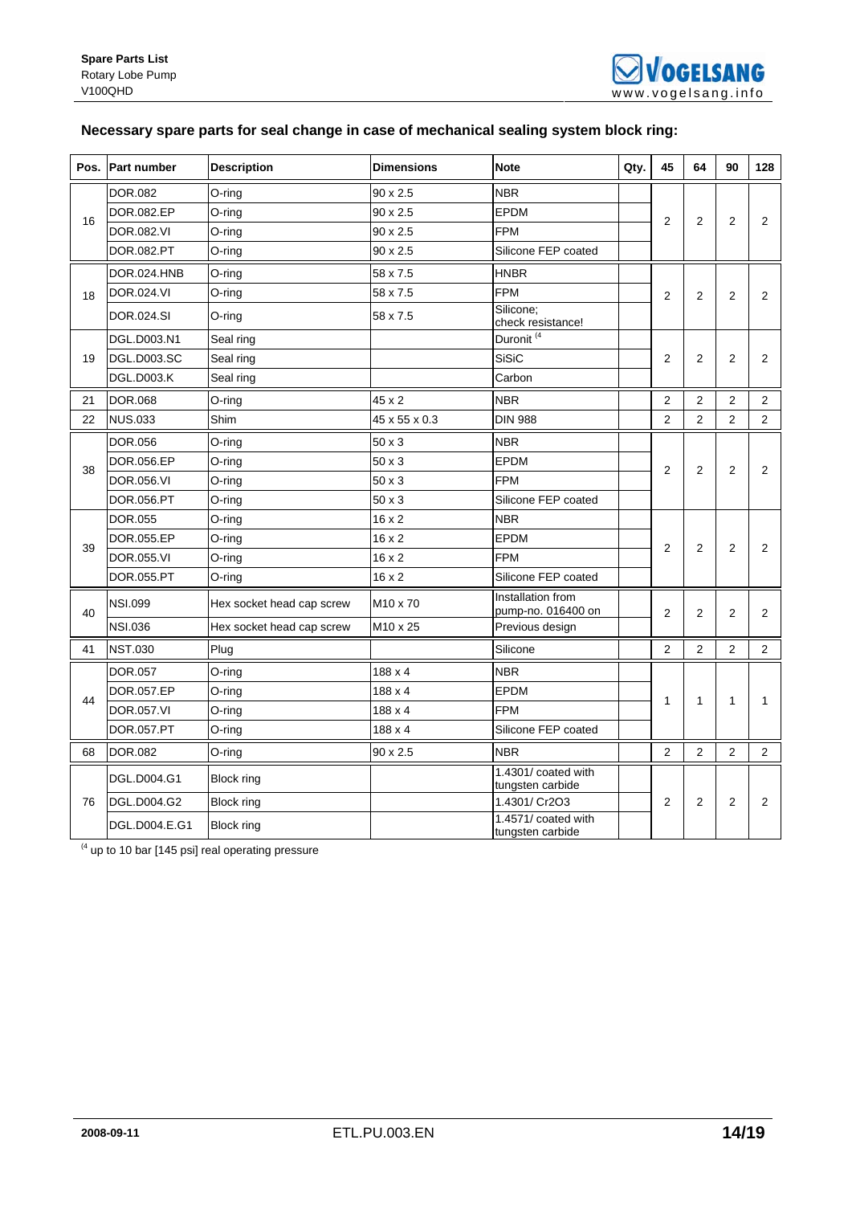## Necessary spare parts for seal change in case of mechanical sealing system block ring:

| Pos. | Part number | Description | Dimensions | Note | Qty. | 45 | 64 | 90 | 128 |
|---|---|---|---|---|---|---|---|---|---|
| 16 | DOR.082 | O-ring | 90 x 2.5 | NBR | | 2 | 2 | 2 | 2 |
| | DOR.082.EP | O-ring | 90 x 2.5 | EPDM | | | | | |
| | DOR.082.VI | O-ring | 90 x 2.5 | FPM | | | | | |
| | DOR.082.PT | O-ring | 90 x 2.5 | Silicone FEP coated | | | | | |
| 18 | DOR.024.HNB | O-ring | 58 x 7.5 | HNBR | | 2 | 2 | 2 | 2 |
| | DOR.024.VI | O-ring | 58 x 7.5 | FPM | | | | | |
| | DOR.024.SI | O-ring | 58 x 7.5 | Silicone; check resistance! | | | | | |
| 19 | DGL.D003.N1 | Seal ring | | Duronit [4] | | 2 | 2 | 2 | 2 |
| | DGL.D003.SC | Seal ring | | SiSiC | | | | | |
| | DGL.D003.K | Seal ring | | Carbon | | | | | |
| 21 | DOR.068 | O-ring | 45 x 2 | NBR | | 2 | 2 | 2 | 2 |
| 22 | NUS.033 | Shim | 45 x 55 x 0.3 | DIN 988 | | 2 | 2 | 2 | 2 |
| 38 | DOR.056 | O-ring | 50 x 3 | NBR | | 2 | 2 | 2 | 2 |
| | DOR.056.EP | O-ring | 50 x 3 | EPDM | | | | | |
| | DOR.056.VI | O-ring | 50 x 3 | FPM | | | | | |
| | DOR.056.PT | O-ring | 50 x 3 | Silicone FEP coated | | | | | |
| 39 | DOR.055 | O-ring | 16 x 2 | NBR | | 2 | 2 | 2 | 2 |
| | DOR.055.EP | O-ring | 16 x 2 | EPDM | | | | | |
| | DOR.055.VI | O-ring | 16 x 2 | FPM | | | | | |
| | DOR.055.PT | O-ring | 16 x 2 | Silicone FEP coated | | | | | |
| 40 | NSI.099 | Hex socket head cap screw | M10 x 70 | Installation from pump-no. 016400 on | | 2 | 2 | 2 | 2 |
| | NSI.036 | Hex socket head cap screw | M10 x 25 | Previous design | | | | | |
| 41 | NST.030 | Plug | | Silicone | | 2 | 2 | 2 | 2 |
| 44 | DOR.057 | O-ring | 188 x 4 | NBR | | 1 | 1 | 1 | 1 |
| | DOR.057.EP | O-ring | 188 x 4 | EPDM | | | | | |
| | DOR.057.VI | O-ring | 188 x 4 | FPM | | | | | |
| | DOR.057.PT | O-ring | 188 x 4 | Silicone FEP coated | | | | | |
| 68 | DOR.082 | O-ring | 90 x 2.5 | NBR | | 2 | 2 | 2 | 2 |
| 76 | DGL.D004.G1 | Block ring | | 1.4301/ coated with tungsten carbide | | 2 | 2 | 2 | 2 |
| | DGL.D004.G2 | Block ring | | 1.4301/ Cr2O3 | | | | | |
| | DGL.D004.E.G1 | Block ring | | 1.4571/ coated with tungsten carbide | | | | | |

[4] up to 10 bar [145 psi] real operating pressure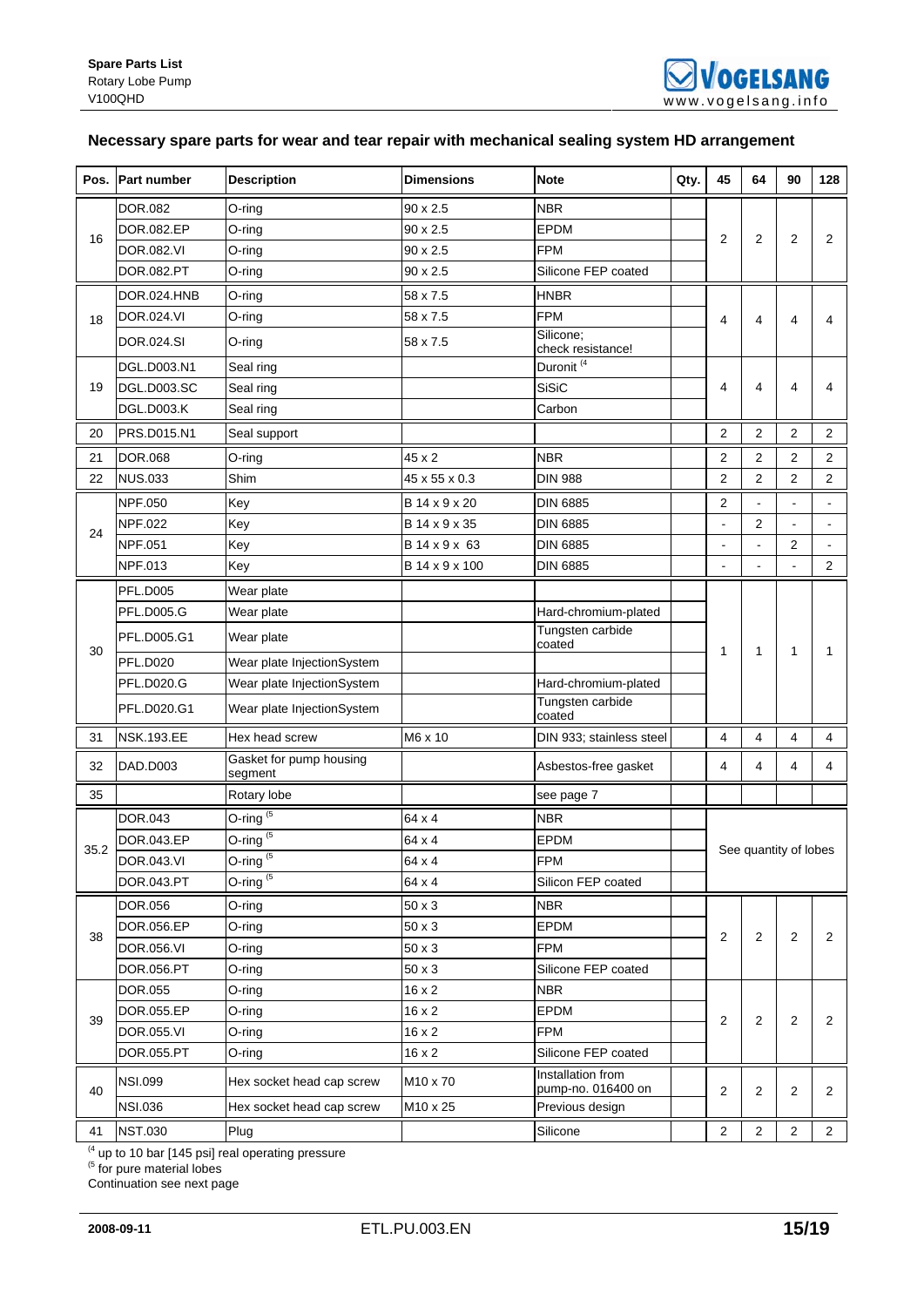## Necessary spare parts for wear and tear repair with mechanical sealing system HD arrangement

| Pos. | Part number | Description | Dimensions | Note | Qty. | 45 | 64 | 90 | 128 |
|---|---|---|---|---|---|---|---|---|---|
| 16 | DOR.082 | O-ring | 90 x 2.5 | NBR | | 2 | 2 | 2 | 2 |
| | DOR.082.EP | O-ring | 90 x 2.5 | EPDM | | | | | |
| | DOR.082.VI | O-ring | 90 x 2.5 | FPM | | | | | |
| | DOR.082.PT | O-ring | 90 x 2.5 | Silicone FEP coated | | | | | |
| 18 | DOR.024.HNB | O-ring | 58 x 7.5 | HNBR | | 4 | 4 | 4 | 4 |
| | DOR.024.VI | O-ring | 58 x 7.5 | FPM | | | | | |
| | DOR.024.SI | O-ring | 58 x 7.5 | Silicone; check resistance! | | | | | |
| 19 | DGL.D003.N1 | Seal ring | | Duronit [4] | | 4 | 4 | 4 | 4 |
| | DGL.D003.SC | Seal ring | | SiSiC | | | | | |
| | DGL.D003.K | Seal ring | | Carbon | | | | | |
| 20 | PRS.D015.N1 | Seal support | | | | 2 | 2 | 2 | 2 |
| 21 | DOR.068 | O-ring | 45 x 2 | NBR | | 2 | 2 | 2 | 2 |
| 22 | NUS.033 | Shim | 45 x 55 x 0.3 | DIN 988 | | 2 | 2 | 2 | 2 |
| 24 | NPF.050 | Key | B 14 x 9 x 20 | DIN 6885 | | 2 | - | - | - |
| | NPF.022 | Key | B 14 x 9 x 35 | DIN 6885 | | - | 2 | - | - |
| | NPF.051 | Key | B 14 x 9 x 63 | DIN 6885 | | - | - | 2 | - |
| | NPF.013 | Key | B 14 x 9 x 100 | DIN 6885 | | - | - | - | 2 |
| 30 | PFL.D005 | Wear plate | | | | 1 | 1 | 1 | 1 |
| | PFL.D005.G | Wear plate | | Hard-chromium-plated | | | | | |
| | PFL.D005.G1 | Wear plate | | Tungsten carbide coated | | | | | |
| | PFL.D020 | Wear plate InjectionSystem | | | | | | | |
| | PFL.D020.G | Wear plate InjectionSystem | | Hard-chromium-plated | | | | | |
| | PFL.D020.G1 | Wear plate InjectionSystem | | Tungsten carbide coated | | | | | |
| 31 | NSK.193.EE | Hex head screw | M6 x 10 | DIN 933; stainless steel | | 4 | 4 | 4 | 4 |
| 32 | DAD.D003 | Gasket for pump housing segment | | Asbestos-free gasket | | 4 | 4 | 4 | 4 |
| 35 | | Rotary lobe | | see page 7 | | | | | |
| 35.2 | DOR.043 | O-ring [5] | 64 x 4 | NBR | | See quantity of lobes | | | |
| | DOR.043.EP | O-ring [5] | 64 x 4 | EPDM | | | | | |
| | DOR.043.VI | O-ring [5] | 64 x 4 | FPM | | | | | |
| | DOR.043.PT | O-ring [5] | 64 x 4 | Silicon FEP coated | | | | | |
| 38 | DOR.056 | O-ring | 50 x 3 | NBR | | 2 | 2 | 2 | 2 |
| | DOR.056.EP | O-ring | 50 x 3 | EPDM | | | | | |
| | DOR.056.VI | O-ring | 50 x 3 | FPM | | | | | |
| | DOR.056.PT | O-ring | 50 x 3 | Silicone FEP coated | | | | | |
| 39 | DOR.055 | O-ring | 16 x 2 | NBR | | 2 | 2 | 2 | 2 |
| | DOR.055.EP | O-ring | 16 x 2 | EPDM | | | | | |
| | DOR.055.VI | O-ring | 16 x 2 | FPM | | | | | |
| | DOR.055.PT | O-ring | 16 x 2 | Silicone FEP coated | | | | | |
| 40 | NSI.099 | Hex socket head cap screw | M10 x 70 | Installation from pump-no. 016400 on | | 2 | 2 | 2 | 2 |
| | NSI.036 | Hex socket head cap screw | M10 x 25 | Previous design | | | | | |
| 41 | NST.030 | Plug | | Silicone | | 2 | 2 | 2 | 2 |

[4] up to 10 bar [145 psi] real operating pressure
[5] for pure material lobes
Continuation see next page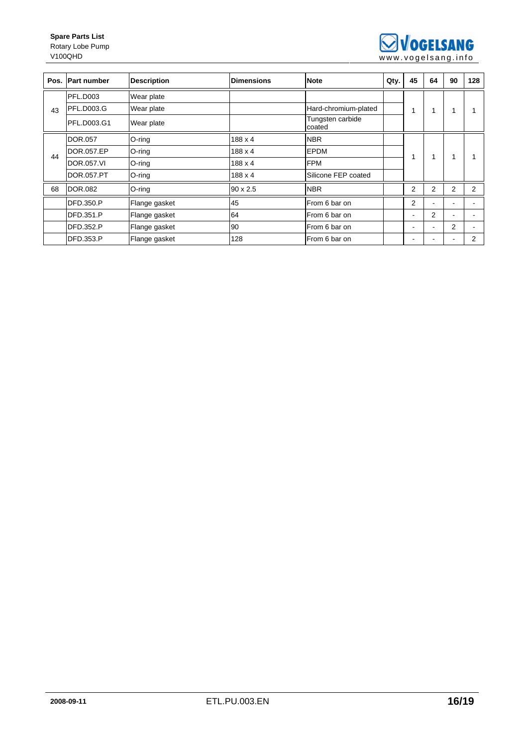| Pos. | Part number | Description | Dimensions | Note | Qty. | 45 | 64 | 90 | 128 |
|---|---|---|---|---|---|---|---|---|---|
| 43 | PFL.D003 | Wear plate | | | | 1 | 1 | 1 | 1 |
| | PFL.D003.G | Wear plate | | Hard-chromium-plated | | | | | |
| | PFL.D003.G1 | Wear plate | | Tungsten carbide coated | | | | | |
| 44 | DOR.057 | O-ring | 188 x 4 | NBR | | 1 | 1 | 1 | 1 |
| | DOR.057.EP | O-ring | 188 x 4 | EPDM | | | | | |
| | DOR.057.VI | O-ring | 188 x 4 | FPM | | | | | |
| | DOR.057.PT | O-ring | 188 x 4 | Silicone FEP coated | | | | | |
| 68 | DOR.082 | O-ring | 90 x 2.5 | NBR | | 2 | 2 | 2 | 2 |
| | DFD.350.P | Flange gasket | 45 | From 6 bar on | | 2 | - | - | - |
| | DFD.351.P | Flange gasket | 64 | From 6 bar on | | - | 2 | - | - |
| | DFD.352.P | Flange gasket | 90 | From 6 bar on | | - | - | 2 | - |
| | DFD.353.P | Flange gasket | 128 | From 6 bar on | | - | - | - | 2 |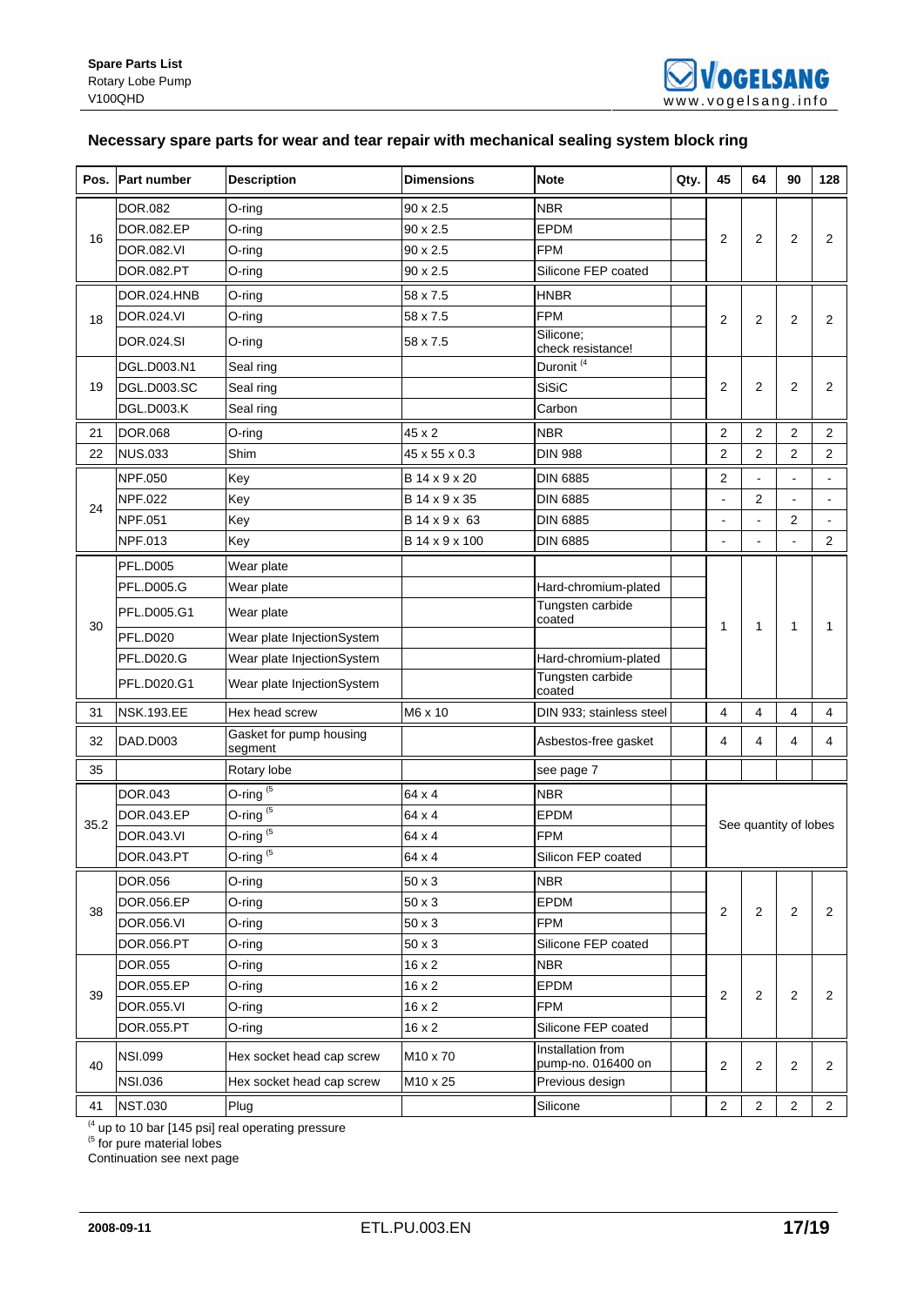## Necessary spare parts for wear and tear repair with mechanical sealing system block ring

| Pos. | Part number | Description | Dimensions | Note | Qty. | 45 | 64 | 90 | 128 |
|---|---|---|---|---|---|---|---|---|---|
| 16 | DOR.082 | O-ring | 90 x 2.5 | NBR | | 2 | 2 | 2 | 2 |
| | DOR.082.EP | O-ring | 90 x 2.5 | EPDM | | | | | |
| | DOR.082.VI | O-ring | 90 x 2.5 | FPM | | | | | |
| | DOR.082.PT | O-ring | 90 x 2.5 | Silicone FEP coated | | | | | |
| 18 | DOR.024.HNB | O-ring | 58 x 7.5 | HNBR | | 2 | 2 | 2 | 2 |
| | DOR.024.VI | O-ring | 58 x 7.5 | FPM | | | | | |
| | DOR.024.SI | O-ring | 58 x 7.5 | Silicone; check resistance! | | | | | |
| 19 | DGL.D003.N1 | Seal ring | | Duronit [4] | | 2 | 2 | 2 | 2 |
| | DGL.D003.SC | Seal ring | | SiSiC | | | | | |
| | DGL.D003.K | Seal ring | | Carbon | | | | | |
| 21 | DOR.068 | O-ring | 45 x 2 | NBR | | 2 | 2 | 2 | 2 |
| 22 | NUS.033 | Shim | 45 x 55 x 0.3 | DIN 988 | | 2 | 2 | 2 | 2 |
| 24 | NPF.050 | Key | B 14 x 9 x 20 | DIN 6885 | | 2 | - | - | - |
| | NPF.022 | Key | B 14 x 9 x 35 | DIN 6885 | | - | 2 | - | - |
| | NPF.051 | Key | B 14 x 9 x 63 | DIN 6885 | | - | - | 2 | - |
| | NPF.013 | Key | B 14 x 9 x 100 | DIN 6885 | | - | - | - | 2 |
| 30 | PFL.D005 | Wear plate | | | | 1 | 1 | 1 | 1 |
| | PFL.D005.G | Wear plate | | Hard-chromium-plated | | | | | |
| | PFL.D005.G1 | Wear plate | | Tungsten carbide coated | | | | | |
| | PFL.D020 | Wear plate InjectionSystem | | | | | | | |
| | PFL.D020.G | Wear plate InjectionSystem | | Hard-chromium-plated | | | | | |
| | PFL.D020.G1 | Wear plate InjectionSystem | | Tungsten carbide coated | | | | | |
| 31 | NSK.193.EE | Hex head screw | M6 x 10 | DIN 933; stainless steel | | 4 | 4 | 4 | 4 |
| 32 | DAD.D003 | Gasket for pump housing segment | | Asbestos-free gasket | | 4 | 4 | 4 | 4 |
| 35 | | Rotary lobe | | see page 7 | | | | | |
| 35.2 | DOR.043 | O-ring [5] | 64 x 4 | NBR | | See quantity of lobes | | | |
| | DOR.043.EP | O-ring [5] | 64 x 4 | EPDM | | | | | |
| | DOR.043.VI | O-ring [5] | 64 x 4 | FPM | | | | | |
| | DOR.043.PT | O-ring [5] | 64 x 4 | Silicon FEP coated | | | | | |
| 38 | DOR.056 | O-ring | 50 x 3 | NBR | | 2 | 2 | 2 | 2 |
| | DOR.056.EP | O-ring | 50 x 3 | EPDM | | | | | |
| | DOR.056.VI | O-ring | 50 x 3 | FPM | | | | | |
| | DOR.056.PT | O-ring | 50 x 3 | Silicone FEP coated | | | | | |
| 39 | DOR.055 | O-ring | 16 x 2 | NBR | | 2 | 2 | 2 | 2 |
| | DOR.055.EP | O-ring | 16 x 2 | EPDM | | | | | |
| | DOR.055.VI | O-ring | 16 x 2 | FPM | | | | | |
| | DOR.055.PT | O-ring | 16 x 2 | Silicone FEP coated | | | | | |
| 40 | NSI.099 | Hex socket head cap screw | M10 x 70 | Installation from pump-no. 016400 on | | 2 | 2 | 2 | 2 |
| | NSI.036 | Hex socket head cap screw | M10 x 25 | Previous design | | | | | |
| 41 | NST.030 | Plug | | Silicone | | 2 | 2 | 2 | 2 |

[4] up to 10 bar [145 psi] real operating pressure
[5] for pure material lobes
Continuation see next page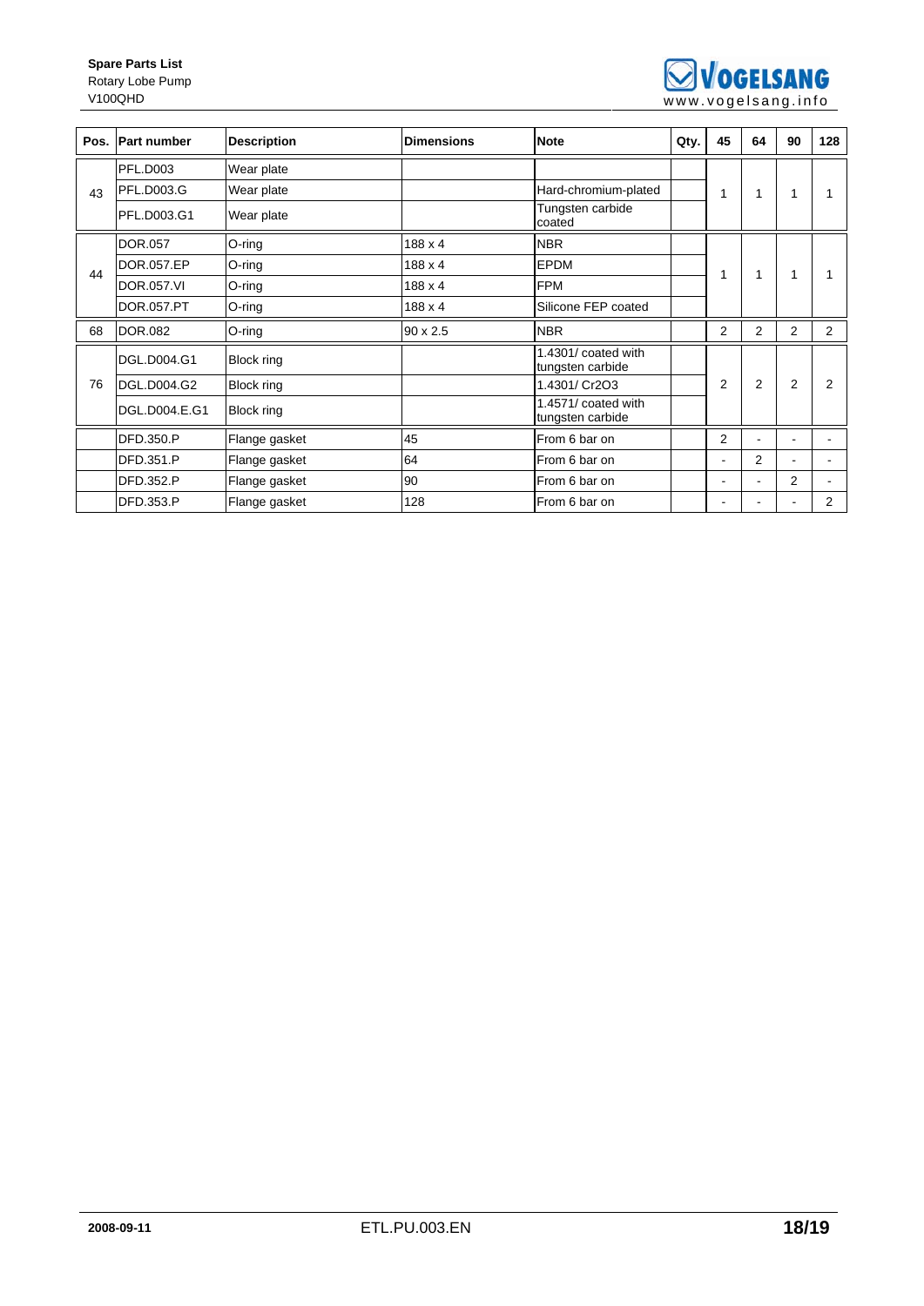| Pos. | Part number | Description | Dimensions | Note | Qty. | 45 | 64 | 90 | 128 |
|---|---|---|---|---|---|---|---|---|---|
| 43 | PFL.D003 | Wear plate | | | | 1 | 1 | 1 | 1 |
| | PFL.D003.G | Wear plate | | Hard-chromium-plated | | | | | |
| | PFL.D003.G1 | Wear plate | | Tungsten carbide coated | | | | | |
| 44 | DOR.057 | O-ring | 188 x 4 | NBR | | 1 | 1 | 1 | 1 |
| | DOR.057.EP | O-ring | 188 x 4 | EPDM | | | | | |
| | DOR.057.VI | O-ring | 188 x 4 | FPM | | | | | |
| | DOR.057.PT | O-ring | 188 x 4 | Silicone FEP coated | | | | | |
| 68 | DOR.082 | O-ring | 90 x 2.5 | NBR | | 2 | 2 | 2 | 2 |
| 76 | DGL.D004.G1 | Block ring | | 1.4301/ coated with tungsten carbide | | 2 | 2 | 2 | 2 |
| | DGL.D004.G2 | Block ring | | 1.4301/ Cr2O3 | | | | | |
| | DGL.D004.E.G1 | Block ring | | 1.4571/ coated with tungsten carbide | | | | | |
| | DFD.350.P | Flange gasket | 45 | From 6 bar on | | 2 | - | - | - |
| | DFD.351.P | Flange gasket | 64 | From 6 bar on | | - | 2 | - | - |
| | DFD.352.P | Flange gasket | 90 | From 6 bar on | | - | - | 2 | - |
| | DFD.353.P | Flange gasket | 128 | From 6 bar on | | - | - | - | 2 |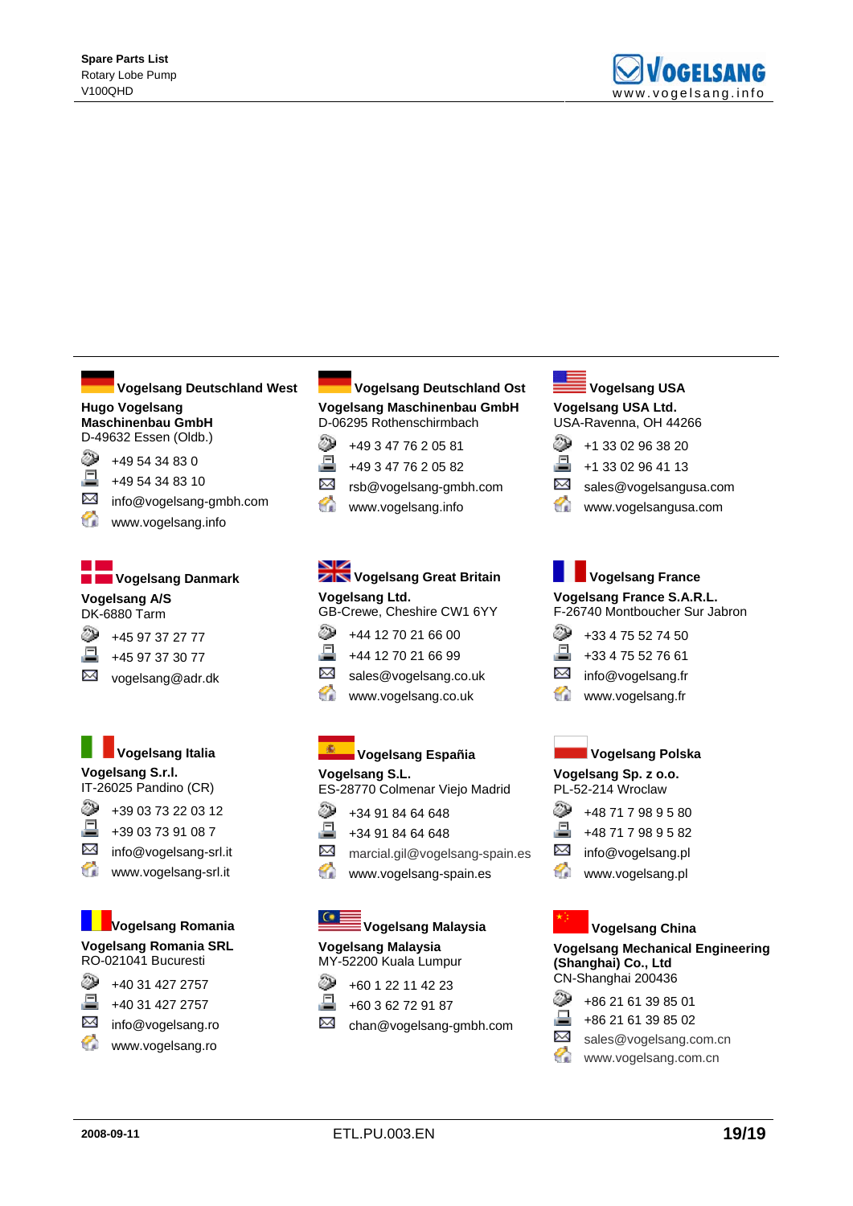### Vogelsang Deutschland West

**Hugo Vogelsang Maschinenbau GmbH**
D-49632 Essen (Oldb.)

+49 54 34 83 0
+49 54 34 83 10
info@vogelsang-gmbh.com
www.vogelsang.info

### Vogelsang Deutschland Ost

**Vogelsang Maschinenbau GmbH**
D-06295 Rothenschirmbach

+49 3 47 76 2 05 81
+49 3 47 76 2 05 82
rsb@vogelsang-gmbh.com
www.vogelsang.info

### Vogelsang USA

**Vogelsang USA Ltd.**
USA-Ravenna, OH 44266

+1 33 02 96 38 20
+1 33 02 96 41 13
sales@vogelsangusa.com
www.vogelsangusa.com

### Vogelsang Danmark

**Vogelsang A/S**
DK-6880 Tarm

+45 97 37 27 77
+45 97 37 30 77
vogelsang@adr.dk

### Vogelsang Great Britain

**Vogelsang Ltd.**
GB-Crewe, Cheshire CW1 6YY

+44 12 70 21 66 00
+44 12 70 21 66 99
sales@vogelsang.co.uk
www.vogelsang.co.uk

### Vogelsang France

**Vogelsang France S.A.R.L.**
F-26740 Montboucher Sur Jabron

+33 4 75 52 74 50
+33 4 75 52 76 61
info@vogelsang.fr
www.vogelsang.fr

### Vogelsang Italia

**Vogelsang S.r.l.**
IT-26025 Pandino (CR)

+39 03 73 22 03 12
+39 03 73 91 08 7
info@vogelsang-srl.it
www.vogelsang-srl.it

### Vogelsang España

**Vogelsang S.L.**
ES-28770 Colmenar Viejo Madrid

+34 91 84 64 648
+34 91 84 64 648
marcial.gil@vogelsang-spain.es
www.vogelsang-spain.es

### Vogelsang Polska

**Vogelsang Sp. z o.o.**
PL-52-214 Wroclaw

+48 71 7 98 9 5 80
+48 71 7 98 9 5 82
info@vogelsang.pl
www.vogelsang.pl

### Vogelsang Romania

**Vogelsang Romania SRL**
RO-021041 Bucuresti

+40 31 427 2757
+40 31 427 2757
info@vogelsang.ro
www.vogelsang.ro

### Vogelsang Malaysia

**Vogelsang Malaysia**
MY-52200 Kuala Lumpur

+60 1 22 11 42 23
+60 3 62 72 91 87
chan@vogelsang-gmbh.com

### Vogelsang China

**Vogelsang Mechanical Engineering (Shanghai) Co., Ltd**
CN-Shanghai 200436

+86 21 61 39 85 01
+86 21 61 39 85 02
sales@vogelsang.com.cn
www.vogelsang.com.cn